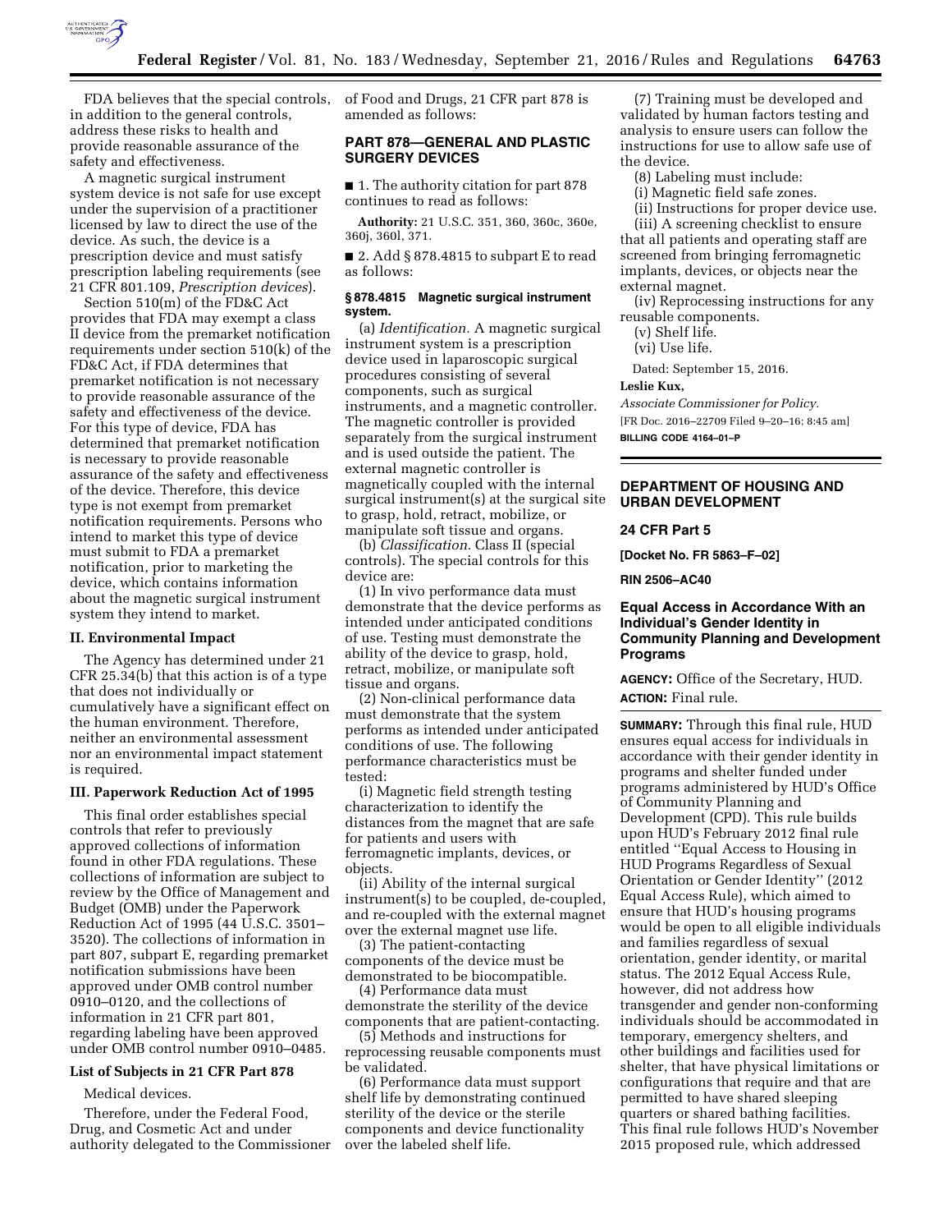FDA believes that the special controls, in addition to the general controls, address these risks to health and provide reasonable assurance of the safety and effectiveness.

A magnetic surgical instrument system device is not safe for use except under the supervision of a practitioner licensed by law to direct the use of the device. As such, the device is a prescription device and must satisfy prescription labeling requirements (see 21 CFR 801.109, *Prescription devices*).

Section 510(m) of the FD&C Act provides that FDA may exempt a class II device from the premarket notification requirements under section 510(k) of the FD&C Act, if FDA determines that premarket notification is not necessary to provide reasonable assurance of the safety and effectiveness of the device. For this type of device, FDA has determined that premarket notification is necessary to provide reasonable assurance of the safety and effectiveness of the device. Therefore, this device type is not exempt from premarket notification requirements. Persons who intend to market this type of device must submit to FDA a premarket notification, prior to marketing the device, which contains information about the magnetic surgical instrument system they intend to market.

## II. Environmental Impact

The Agency has determined under 21 CFR 25.34(b) that this action is of a type that does not individually or cumulatively have a significant effect on the human environment. Therefore, neither an environmental assessment nor an environmental impact statement is required.

## III. Paperwork Reduction Act of 1995

This final order establishes special controls that refer to previously approved collections of information found in other FDA regulations. These collections of information are subject to review by the Office of Management and Budget (OMB) under the Paperwork Reduction Act of 1995 (44 U.S.C. 3501–3520). The collections of information in part 807, subpart E, regarding premarket notification submissions have been approved under OMB control number 0910–0120, and the collections of information in 21 CFR part 801, regarding labeling have been approved under OMB control number 0910–0485.

## List of Subjects in 21 CFR Part 878

Medical devices.

Therefore, under the Federal Food, Drug, and Cosmetic Act and under authority delegated to the Commissioner of Food and Drugs, 21 CFR part 878 is amended as follows:

## PART 878—GENERAL AND PLASTIC SURGERY DEVICES

■ 1. The authority citation for part 878 continues to read as follows:

**Authority:** 21 U.S.C. 351, 360, 360c, 360e, 360j, 360l, 371.

■ 2. Add § 878.4815 to subpart E to read as follows:

### § 878.4815 Magnetic surgical instrument system.

(a) *Identification.* A magnetic surgical instrument system is a prescription device used in laparoscopic surgical procedures consisting of several components, such as surgical instruments, and a magnetic controller. The magnetic controller is provided separately from the surgical instrument and is used outside the patient. The external magnetic controller is magnetically coupled with the internal surgical instrument(s) at the surgical site to grasp, hold, retract, mobilize, or manipulate soft tissue and organs.

(b) *Classification.* Class II (special controls). The special controls for this device are:

(1) In vivo performance data must demonstrate that the device performs as intended under anticipated conditions of use. Testing must demonstrate the ability of the device to grasp, hold, retract, mobilize, or manipulate soft tissue and organs.

(2) Non-clinical performance data must demonstrate that the system performs as intended under anticipated conditions of use. The following performance characteristics must be tested:

(i) Magnetic field strength testing characterization to identify the distances from the magnet that are safe for patients and users with ferromagnetic implants, devices, or objects.

(ii) Ability of the internal surgical instrument(s) to be coupled, de-coupled, and re-coupled with the external magnet over the external magnet use life.

(3) The patient-contacting components of the device must be demonstrated to be biocompatible.

(4) Performance data must demonstrate the sterility of the device components that are patient-contacting.

(5) Methods and instructions for reprocessing reusable components must be validated.

(6) Performance data must support shelf life by demonstrating continued sterility of the device or the sterile components and device functionality over the labeled shelf life.

(7) Training must be developed and validated by human factors testing and analysis to ensure users can follow the instructions for use to allow safe use of the device.

(8) Labeling must include:

(i) Magnetic field safe zones.

(ii) Instructions for proper device use.

(iii) A screening checklist to ensure that all patients and operating staff are screened from bringing ferromagnetic implants, devices, or objects near the external magnet.

(iv) Reprocessing instructions for any reusable components.

(v) Shelf life.

(vi) Use life.

Dated: September 15, 2016.

**Leslie Kux,**

*Associate Commissioner for Policy.*

[FR Doc. 2016–22709 Filed 9–20–16; 8:45 am]

**BILLING CODE 4164–01–P**

## DEPARTMENT OF HOUSING AND URBAN DEVELOPMENT

### 24 CFR Part 5

**[Docket No. FR 5863–F–02]**

**RIN 2506–AC40**

### Equal Access in Accordance With an Individual's Gender Identity in Community Planning and Development Programs

**AGENCY:** Office of the Secretary, HUD.

**ACTION:** Final rule.

**SUMMARY:** Through this final rule, HUD ensures equal access for individuals in accordance with their gender identity in programs and shelter funded under programs administered by HUD's Office of Community Planning and Development (CPD). This rule builds upon HUD's February 2012 final rule entitled ''Equal Access to Housing in HUD Programs Regardless of Sexual Orientation or Gender Identity'' (2012 Equal Access Rule), which aimed to ensure that HUD's housing programs would be open to all eligible individuals and families regardless of sexual orientation, gender identity, or marital status. The 2012 Equal Access Rule, however, did not address how transgender and gender non-conforming individuals should be accommodated in temporary, emergency shelters, and other buildings and facilities used for shelter, that have physical limitations or configurations that require and that are permitted to have shared sleeping quarters or shared bathing facilities. This final rule follows HUD's November 2015 proposed rule, which addressed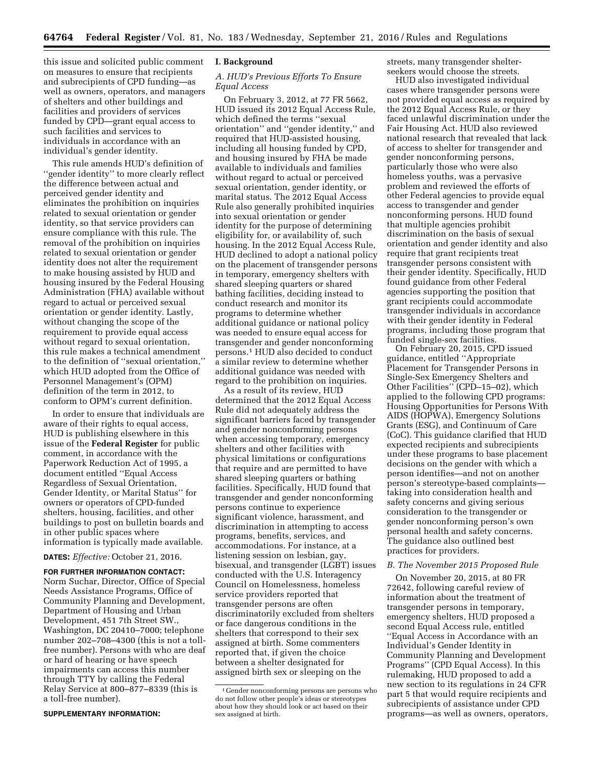this issue and solicited public comment on measures to ensure that recipients and subrecipients of CPD funding—as well as owners, operators, and managers of shelters and other buildings and facilities and providers of services funded by CPD—grant equal access to such facilities and services to individuals in accordance with an individual's gender identity.

This rule amends HUD's definition of "gender identity" to more clearly reflect the difference between actual and perceived gender identity and eliminates the prohibition on inquiries related to sexual orientation or gender identity, so that service providers can ensure compliance with this rule. The removal of the prohibition on inquiries related to sexual orientation or gender identity does not alter the requirement to make housing assisted by HUD and housing insured by the Federal Housing Administration (FHA) available without regard to actual or perceived sexual orientation or gender identity. Lastly, without changing the scope of the requirement to provide equal access without regard to sexual orientation, this rule makes a technical amendment to the definition of "sexual orientation," which HUD adopted from the Office of Personnel Management's (OPM) definition of the term in 2012, to conform to OPM's current definition.

In order to ensure that individuals are aware of their rights to equal access, HUD is publishing elsewhere in this issue of the **Federal Register** for public comment, in accordance with the Paperwork Reduction Act of 1995, a document entitled "Equal Access Regardless of Sexual Orientation, Gender Identity, or Marital Status" for owners or operators of CPD-funded shelters, housing, facilities, and other buildings to post on bulletin boards and in other public spaces where information is typically made available.

**DATES:** *Effective:* October 21, 2016.

**FOR FURTHER INFORMATION CONTACT:** Norm Suchar, Director, Office of Special Needs Assistance Programs, Office of Community Planning and Development, Department of Housing and Urban Development, 451 7th Street SW., Washington, DC 20410–7000; telephone number 202–708–4300 (this is not a toll-free number). Persons with who are deaf or hard of hearing or have speech impairments can access this number through TTY by calling the Federal Relay Service at 800–877–8339 (this is a toll-free number).

**SUPPLEMENTARY INFORMATION:**

## I. Background

### A. HUD's Previous Efforts To Ensure Equal Access

On February 3, 2012, at 77 FR 5662, HUD issued its 2012 Equal Access Rule, which defined the terms "sexual orientation" and "gender identity," and required that HUD-assisted housing, including all housing funded by CPD, and housing insured by FHA be made available to individuals and families without regard to actual or perceived sexual orientation, gender identity, or marital status. The 2012 Equal Access Rule also generally prohibited inquiries into sexual orientation or gender identity for the purpose of determining eligibility for, or availability of, such housing. In the 2012 Equal Access Rule, HUD declined to adopt a national policy on the placement of transgender persons in temporary, emergency shelters with shared sleeping quarters or shared bathing facilities, deciding instead to conduct research and monitor its programs to determine whether additional guidance or national policy was needed to ensure equal access for transgender and gender nonconforming persons.[1] HUD also decided to conduct a similar review to determine whether additional guidance was needed with regard to the prohibition on inquiries.

As a result of its review, HUD determined that the 2012 Equal Access Rule did not adequately address the significant barriers faced by transgender and gender nonconforming persons when accessing temporary, emergency shelters and other facilities with physical limitations or configurations that require and are permitted to have shared sleeping quarters or bathing facilities. Specifically, HUD found that transgender and gender nonconforming persons continue to experience significant violence, harassment, and discrimination in attempting to access programs, benefits, services, and accommodations. For instance, at a listening session on lesbian, gay, bisexual, and transgender (LGBT) issues conducted with the U.S. Interagency Council on Homelessness, homeless service providers reported that transgender persons are often discriminatorily excluded from shelters or face dangerous conditions in the shelters that correspond to their sex assigned at birth. Some commenters reported that, if given the choice between a shelter designated for assigned birth sex or sleeping on the streets, many transgender shelter-seekers would choose the streets.

HUD also investigated individual cases where transgender persons were not provided equal access as required by the 2012 Equal Access Rule, or they faced unlawful discrimination under the Fair Housing Act. HUD also reviewed national research that revealed that lack of access to shelter for transgender and gender nonconforming persons, particularly those who were also homeless youths, was a pervasive problem and reviewed the efforts of other Federal agencies to provide equal access to transgender and gender nonconforming persons. HUD found that multiple agencies prohibit discrimination on the basis of sexual orientation and gender identity and also require that grant recipients treat transgender persons consistent with their gender identity. Specifically, HUD found guidance from other Federal agencies supporting the position that grant recipients could accommodate transgender individuals in accordance with their gender identity in Federal programs, including those program that funded single-sex facilities.

On February 20, 2015, CPD issued guidance, entitled "Appropriate Placement for Transgender Persons in Single-Sex Emergency Shelters and Other Facilities" (CPD–15–02), which applied to the following CPD programs: Housing Opportunities for Persons With AIDS (HOPWA), Emergency Solutions Grants (ESG), and Continuum of Care (CoC). This guidance clarified that HUD expected recipients and subrecipients under these programs to base placement decisions on the gender with which a person identifies—and not on another person's stereotype-based complaints—taking into consideration health and safety concerns and giving serious consideration to the transgender or gender nonconforming person's own personal health and safety concerns. The guidance also outlined best practices for providers.

### B. The November 2015 Proposed Rule

On November 20, 2015, at 80 FR 72642, following careful review of information about the treatment of transgender persons in temporary, emergency shelters, HUD proposed a second Equal Access rule, entitled "Equal Access in Accordance with an Individual's Gender Identity in Community Planning and Development Programs" (CPD Equal Access). In this rulemaking, HUD proposed to add a new section to its regulations in 24 CFR part 5 that would require recipients and subrecipients of assistance under CPD programs—as well as owners, operators,

[1] Gender nonconforming persons are persons who do not follow other people's ideas or stereotypes about how they should look or act based on their sex assigned at birth.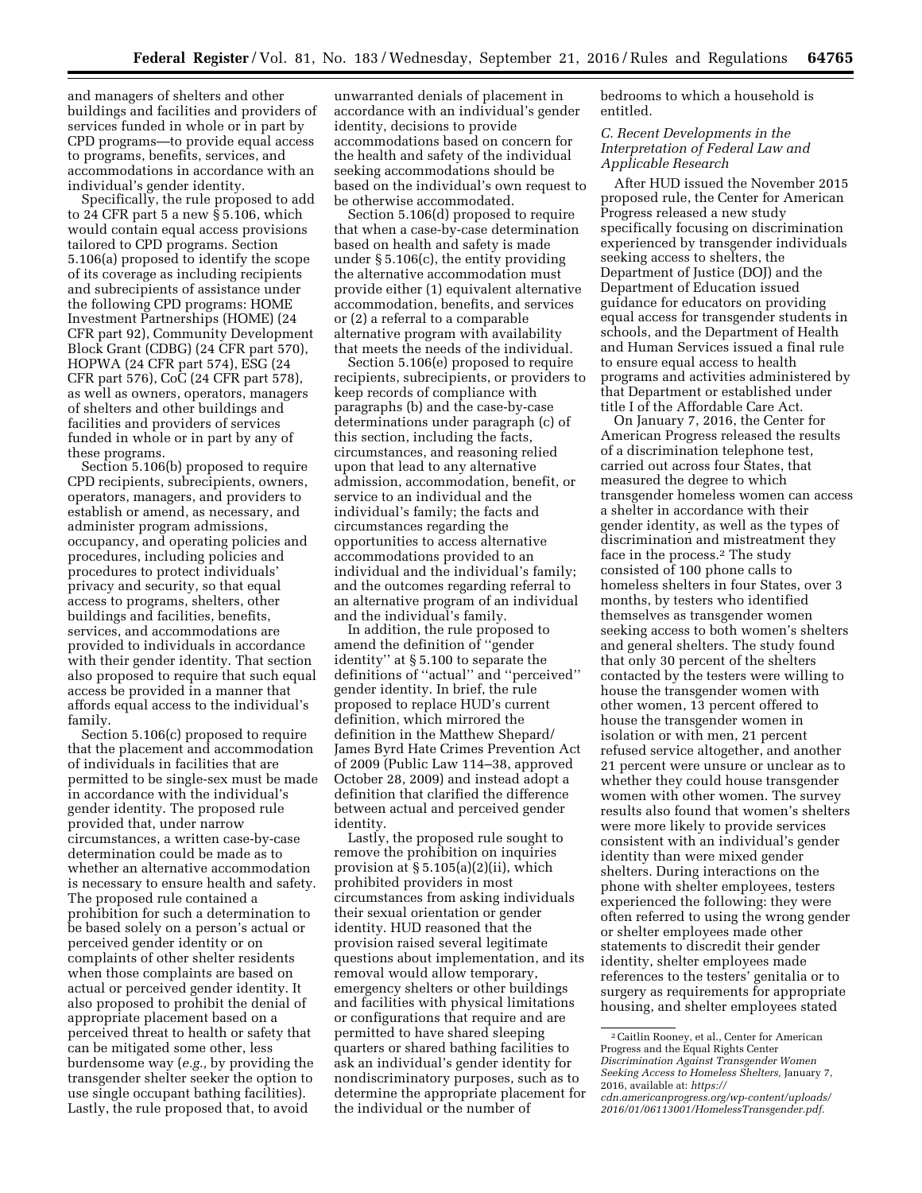and managers of shelters and other buildings and facilities and providers of services funded in whole or in part by CPD programs—to provide equal access to programs, benefits, services, and accommodations in accordance with an individual's gender identity.

Specifically, the rule proposed to add to 24 CFR part 5 a new § 5.106, which would contain equal access provisions tailored to CPD programs. Section 5.106(a) proposed to identify the scope of its coverage as including recipients and subrecipients of assistance under the following CPD programs: HOME Investment Partnerships (HOME) (24 CFR part 92), Community Development Block Grant (CDBG) (24 CFR part 570), HOPWA (24 CFR part 574), ESG (24 CFR part 576), CoC (24 CFR part 578), as well as owners, operators, managers of shelters and other buildings and facilities and providers of services funded in whole or in part by any of these programs.

Section 5.106(b) proposed to require CPD recipients, subrecipients, owners, operators, managers, and providers to establish or amend, as necessary, and administer program admissions, occupancy, and operating policies and procedures, including policies and procedures to protect individuals' privacy and security, so that equal access to programs, shelters, other buildings and facilities, benefits, services, and accommodations are provided to individuals in accordance with their gender identity. That section also proposed to require that such equal access be provided in a manner that affords equal access to the individual's family.

Section 5.106(c) proposed to require that the placement and accommodation of individuals in facilities that are permitted to be single-sex must be made in accordance with the individual's gender identity. The proposed rule provided that, under narrow circumstances, a written case-by-case determination could be made as to whether an alternative accommodation is necessary to ensure health and safety. The proposed rule contained a prohibition for such a determination to be based solely on a person's actual or perceived gender identity or on complaints of other shelter residents when those complaints are based on actual or perceived gender identity. It also proposed to prohibit the denial of appropriate placement based on a perceived threat to health or safety that can be mitigated some other, less burdensome way (*e.g.,* by providing the transgender shelter seeker the option to use single occupant bathing facilities). Lastly, the rule proposed that, to avoid unwarranted denials of placement in accordance with an individual's gender identity, decisions to provide accommodations based on concern for the health and safety of the individual seeking accommodations should be based on the individual's own request to be otherwise accommodated.

Section 5.106(d) proposed to require that when a case-by-case determination based on health and safety is made under § 5.106(c), the entity providing the alternative accommodation must provide either (1) equivalent alternative accommodation, benefits, and services or (2) a referral to a comparable alternative program with availability that meets the needs of the individual.

Section 5.106(e) proposed to require recipients, subrecipients, or providers to keep records of compliance with paragraphs (b) and the case-by-case determinations under paragraph (c) of this section, including the facts, circumstances, and reasoning relied upon that lead to any alternative admission, accommodation, benefit, or service to an individual and the individual's family; the facts and circumstances regarding the opportunities to access alternative accommodations provided to an individual and the individual's family; and the outcomes regarding referral to an alternative program of an individual and the individual's family.

In addition, the rule proposed to amend the definition of "gender identity" at § 5.100 to separate the definitions of "actual" and "perceived" gender identity. In brief, the rule proposed to replace HUD's current definition, which mirrored the definition in the Matthew Shepard/James Byrd Hate Crimes Prevention Act of 2009 (Public Law 114–38, approved October 28, 2009) and instead adopt a definition that clarified the difference between actual and perceived gender identity.

Lastly, the proposed rule sought to remove the prohibition on inquiries provision at § 5.105(a)(2)(ii), which prohibited providers in most circumstances from asking individuals their sexual orientation or gender identity. HUD reasoned that the provision raised several legitimate questions about implementation, and its removal would allow temporary, emergency shelters or other buildings and facilities with physical limitations or configurations that require and are permitted to have shared sleeping quarters or shared bathing facilities to ask an individual's gender identity for nondiscriminatory purposes, such as to determine the appropriate placement for the individual or the number of bedrooms to which a household is entitled.

### *C. Recent Developments in the Interpretation of Federal Law and Applicable Research*

After HUD issued the November 2015 proposed rule, the Center for American Progress released a new study specifically focusing on discrimination experienced by transgender individuals seeking access to shelters, the Department of Justice (DOJ) and the Department of Education issued guidance for educators on providing equal access for transgender students in schools, and the Department of Health and Human Services issued a final rule to ensure equal access to health programs and activities administered by that Department or established under title I of the Affordable Care Act.

On January 7, 2016, the Center for American Progress released the results of a discrimination telephone test, carried out across four States, that measured the degree to which transgender homeless women can access a shelter in accordance with their gender identity, as well as the types of discrimination and mistreatment they face in the process.[2] The study consisted of 100 phone calls to homeless shelters in four States, over 3 months, by testers who identified themselves as transgender women seeking access to both women's shelters and general shelters. The study found that only 30 percent of the shelters contacted by the testers were willing to house the transgender women with other women, 13 percent offered to house the transgender women in isolation or with men, 21 percent refused service altogether, and another 21 percent were unsure or unclear as to whether they could house transgender women with other women. The survey results also found that women's shelters were more likely to provide services consistent with an individual's gender identity than were mixed gender shelters. During interactions on the phone with shelter employees, testers experienced the following: they were often referred to using the wrong gender or shelter employees made other statements to discredit their gender identity, shelter employees made references to the testers' genitalia or to surgery as requirements for appropriate housing, and shelter employees stated

---

[2] Caitlin Rooney, et al., Center for American Progress and the Equal Rights Center *Discrimination Against Transgender Women Seeking Access to Homeless Shelters,* January 7, 2016, available at: *https://cdn.americanprogress.org/wp-content/uploads/2016/01/06113001/HomelessTransgender.pdf.*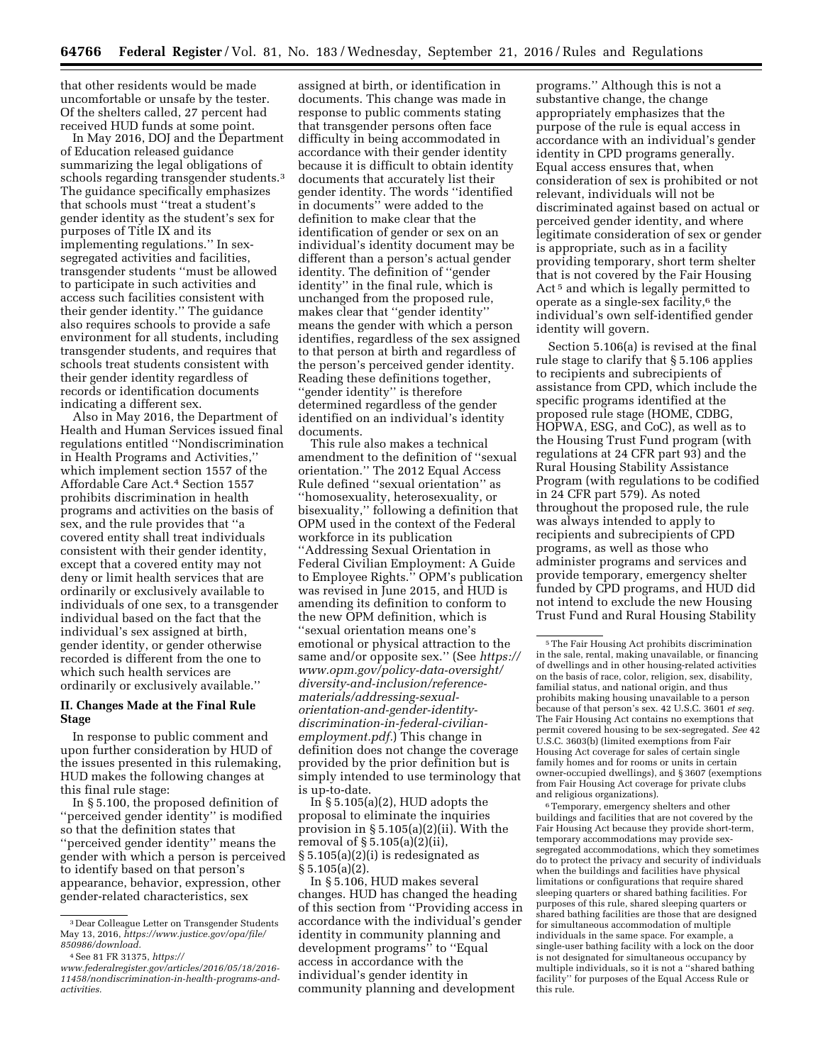that other residents would be made uncomfortable or unsafe by the tester. Of the shelters called, 27 percent had received HUD funds at some point.

In May 2016, DOJ and the Department of Education released guidance summarizing the legal obligations of schools regarding transgender students.[3] The guidance specifically emphasizes that schools must ''treat a student's gender identity as the student's sex for purposes of Title IX and its implementing regulations.'' In sex-segregated activities and facilities, transgender students ''must be allowed to participate in such activities and access such facilities consistent with their gender identity.'' The guidance also requires schools to provide a safe environment for all students, including transgender students, and requires that schools treat students consistent with their gender identity regardless of records or identification documents indicating a different sex.

Also in May 2016, the Department of Health and Human Services issued final regulations entitled ''Nondiscrimination in Health Programs and Activities,'' which implement section 1557 of the Affordable Care Act.[4] Section 1557 prohibits discrimination in health programs and activities on the basis of sex, and the rule provides that ''a covered entity shall treat individuals consistent with their gender identity, except that a covered entity may not deny or limit health services that are ordinarily or exclusively available to individuals of one sex, to a transgender individual based on the fact that the individual's sex assigned at birth, gender identity, or gender otherwise recorded is different from the one to which such health services are ordinarily or exclusively available.''

## II. Changes Made at the Final Rule Stage

In response to public comment and upon further consideration by HUD of the issues presented in this rulemaking, HUD makes the following changes at this final rule stage:

In § 5.100, the proposed definition of ''perceived gender identity'' is modified so that the definition states that ''perceived gender identity'' means the gender with which a person is perceived to identify based on that person's appearance, behavior, expression, other gender-related characteristics, sex assigned at birth, or identification in documents. This change was made in response to public comments stating that transgender persons often face difficulty in being accommodated in accordance with their gender identity because it is difficult to obtain identity documents that accurately list their gender identity. The words ''identified in documents'' were added to the definition to make clear that the identification of gender or sex on an individual's identity document may be different than a person's actual gender identity. The definition of ''gender identity'' in the final rule, which is unchanged from the proposed rule, makes clear that ''gender identity'' means the gender with which a person identifies, regardless of the sex assigned to that person at birth and regardless of the person's perceived gender identity. Reading these definitions together, ''gender identity'' is therefore determined regardless of the gender identified on an individual's identity documents.

This rule also makes a technical amendment to the definition of ''sexual orientation.'' The 2012 Equal Access Rule defined ''sexual orientation'' as ''homosexuality, heterosexuality, or bisexuality,'' following a definition that OPM used in the context of the Federal workforce in its publication ''Addressing Sexual Orientation in Federal Civilian Employment: A Guide to Employee Rights.'' OPM's publication was revised in June 2015, and HUD is amending its definition to conform to the new OPM definition, which is ''sexual orientation means one's emotional or physical attraction to the same and/or opposite sex.'' (See *https://www.opm.gov/policy-data-oversight/diversity-and-inclusion/reference-materials/addressing-sexual-orientation-and-gender-identity-discrimination-in-federal-civilian-employment.pdf*.) This change in definition does not change the coverage provided by the prior definition but is simply intended to use terminology that is up-to-date.

In § 5.105(a)(2), HUD adopts the proposal to eliminate the inquiries provision in § 5.105(a)(2)(ii). With the removal of § 5.105(a)(2)(ii), § 5.105(a)(2)(i) is redesignated as § 5.105(a)(2).

In § 5.106, HUD makes several changes. HUD has changed the heading of this section from ''Providing access in accordance with the individual's gender identity in community planning and development programs'' to ''Equal access in accordance with the individual's gender identity in community planning and development programs.'' Although this is not a substantive change, the change appropriately emphasizes that the purpose of the rule is equal access in accordance with an individual's gender identity in CPD programs generally. Equal access ensures that, when consideration of sex is prohibited or not relevant, individuals will not be discriminated against based on actual or perceived gender identity, and where legitimate consideration of sex or gender is appropriate, such as in a facility providing temporary, short term shelter that is not covered by the Fair Housing Act[5] and which is legally permitted to operate as a single-sex facility,[6] the individual's own self-identified gender identity will govern.

Section 5.106(a) is revised at the final rule stage to clarify that § 5.106 applies to recipients and subrecipients of assistance from CPD, which include the specific programs identified at the proposed rule stage (HOME, CDBG, HOPWA, ESG, and CoC), as well as to the Housing Trust Fund program (with regulations at 24 CFR part 93) and the Rural Housing Stability Assistance Program (with regulations to be codified in 24 CFR part 579). As noted throughout the proposed rule, the rule was always intended to apply to recipients and subrecipients of CPD programs, as well as those who administer programs and services and provide temporary, emergency shelter funded by CPD programs, and HUD did not intend to exclude the new Housing Trust Fund and Rural Housing Stability

---

[3] Dear Colleague Letter on Transgender Students May 13, 2016, *https://www.justice.gov/opa/file/850986/download.*

[4] See 81 FR 31375, *https://www.federalregister.gov/articles/2016/05/18/2016-11458/nondiscrimination-in-health-programs-and-activities.*

[5] The Fair Housing Act prohibits discrimination in the sale, rental, making unavailable, or financing of dwellings and in other housing-related activities on the basis of race, color, religion, sex, disability, familial status, and national origin, and thus prohibits making housing unavailable to a person because of that person's sex. 42 U.S.C. 3601 *et seq.* The Fair Housing Act contains no exemptions that permit covered housing to be sex-segregated. *See* 42 U.S.C. 3603(b) (limited exemptions from Fair Housing Act coverage for sales of certain single family homes and for rooms or units in certain owner-occupied dwellings), and § 3607 (exemptions from Fair Housing Act coverage for private clubs and religious organizations).

[6] Temporary, emergency shelters and other buildings and facilities that are not covered by the Fair Housing Act because they provide short-term, temporary accommodations may provide sex-segregated accommodations, which they sometimes do to protect the privacy and security of individuals when the buildings and facilities have physical limitations or configurations that require shared sleeping quarters or shared bathing facilities. For purposes of this rule, shared sleeping quarters or shared bathing facilities are those that are designed for simultaneous accommodation of multiple individuals in the same space. For example, a single-user bathing facility with a lock on the door is not designated for simultaneous occupancy by multiple individuals, so it is not a ''shared bathing facility'' for purposes of the Equal Access Rule or this rule.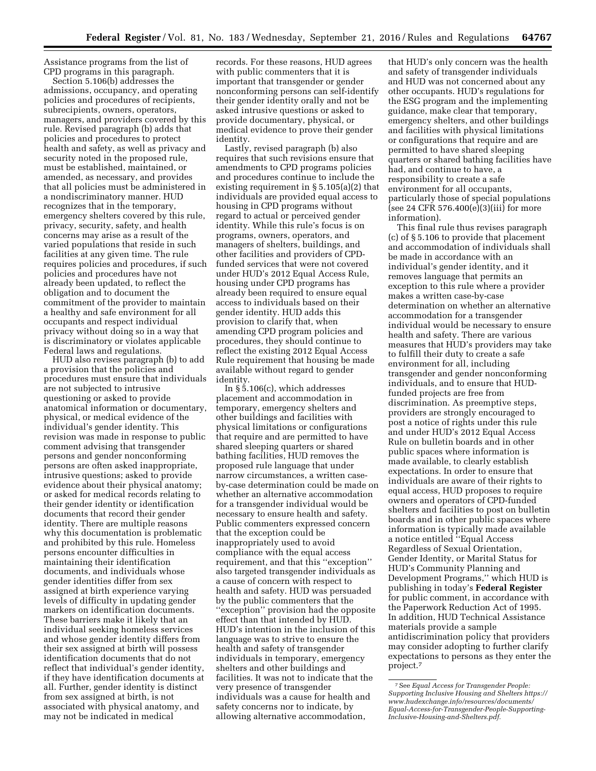Assistance programs from the list of CPD programs in this paragraph.

Section 5.106(b) addresses the admissions, occupancy, and operating policies and procedures of recipients, subrecipients, owners, operators, managers, and providers covered by this rule. Revised paragraph (b) adds that policies and procedures to protect health and safety, as well as privacy and security noted in the proposed rule, must be established, maintained, or amended, as necessary, and provides that all policies must be administered in a nondiscriminatory manner. HUD recognizes that in the temporary, emergency shelters covered by this rule, privacy, security, safety, and health concerns may arise as a result of the varied populations that reside in such facilities at any given time. The rule requires policies and procedures, if such policies and procedures have not already been updated, to reflect the obligation and to document the commitment of the provider to maintain a healthy and safe environment for all occupants and respect individual privacy without doing so in a way that is discriminatory or violates applicable Federal laws and regulations.

HUD also revises paragraph (b) to add a provision that the policies and procedures must ensure that individuals are not subjected to intrusive questioning or asked to provide anatomical information or documentary, physical, or medical evidence of the individual's gender identity. This revision was made in response to public comment advising that transgender persons and gender nonconforming persons are often asked inappropriate, intrusive questions; asked to provide evidence about their physical anatomy; or asked for medical records relating to their gender identity or identification documents that record their gender identity. There are multiple reasons why this documentation is problematic and prohibited by this rule. Homeless persons encounter difficulties in maintaining their identification documents, and individuals whose gender identities differ from sex assigned at birth experience varying levels of difficulty in updating gender markers on identification documents. These barriers make it likely that an individual seeking homeless services and whose gender identity differs from their sex assigned at birth will possess identification documents that do not reflect that individual's gender identity, if they have identification documents at all. Further, gender identity is distinct from sex assigned at birth, is not associated with physical anatomy, and may not be indicated in medical records. For these reasons, HUD agrees with public commenters that it is important that transgender or gender nonconforming persons can self-identify their gender identity orally and not be asked intrusive questions or asked to provide documentary, physical, or medical evidence to prove their gender identity.

Lastly, revised paragraph (b) also requires that such revisions ensure that amendments to CPD programs policies and procedures continue to include the existing requirement in § 5.105(a)(2) that individuals are provided equal access to housing in CPD programs without regard to actual or perceived gender identity. While this rule's focus is on programs, owners, operators, and managers of shelters, buildings, and other facilities and providers of CPD-funded services that were not covered under HUD's 2012 Equal Access Rule, housing under CPD programs has already been required to ensure equal access to individuals based on their gender identity. HUD adds this provision to clarify that, when amending CPD program policies and procedures, they should continue to reflect the existing 2012 Equal Access Rule requirement that housing be made available without regard to gender identity.

In § 5.106(c), which addresses placement and accommodation in temporary, emergency shelters and other buildings and facilities with physical limitations or configurations that require and are permitted to have shared sleeping quarters or shared bathing facilities, HUD removes the proposed rule language that under narrow circumstances, a written case-by-case determination could be made on whether an alternative accommodation for a transgender individual would be necessary to ensure health and safety. Public commenters expressed concern that the exception could be inappropriately used to avoid compliance with the equal access requirement, and that this "exception" also targeted transgender individuals as a cause of concern with respect to health and safety. HUD was persuaded by the public commenters that the "exception" provision had the opposite effect than that intended by HUD. HUD's intention in the inclusion of this language was to strive to ensure the health and safety of transgender individuals in temporary, emergency shelters and other buildings and facilities. It was not to indicate that the very presence of transgender individuals was a cause for health and safety concerns nor to indicate, by allowing alternative accommodation, that HUD's only concern was the health and safety of transgender individuals and HUD was not concerned about any other occupants. HUD's regulations for the ESG program and the implementing guidance, make clear that temporary, emergency shelters, and other buildings and facilities with physical limitations or configurations that require and are permitted to have shared sleeping quarters or shared bathing facilities have had, and continue to have, a responsibility to create a safe environment for all occupants, particularly those of special populations (see 24 CFR 576.400(e)(3)(iii) for more information).

This final rule thus revises paragraph (c) of § 5.106 to provide that placement and accommodation of individuals shall be made in accordance with an individual's gender identity, and it removes language that permits an exception to this rule where a provider makes a written case-by-case determination on whether an alternative accommodation for a transgender individual would be necessary to ensure health and safety. There are various measures that HUD's providers may take to fulfill their duty to create a safe environment for all, including transgender and gender nonconforming individuals, and to ensure that HUD-funded projects are free from discrimination. As preemptive steps, providers are strongly encouraged to post a notice of rights under this rule and under HUD's 2012 Equal Access Rule on bulletin boards and in other public spaces where information is made available, to clearly establish expectations. In order to ensure that individuals are aware of their rights to equal access, HUD proposes to require owners and operators of CPD-funded shelters and facilities to post on bulletin boards and in other public spaces where information is typically made available a notice entitled "Equal Access Regardless of Sexual Orientation, Gender Identity, or Marital Status for HUD's Community Planning and Development Programs," which HUD is publishing in today's **Federal Register** for public comment, in accordance with the Paperwork Reduction Act of 1995. In addition, HUD Technical Assistance materials provide a sample antidiscrimination policy that providers may consider adopting to further clarify expectations to persons as they enter the project.[7]

[7] See *Equal Access for Transgender People: Supporting Inclusive Housing and Shelters https://www.hudexchange.info/resources/documents/Equal-Access-for-Transgender-People-Supporting-Inclusive-Housing-and-Shelters.pdf.*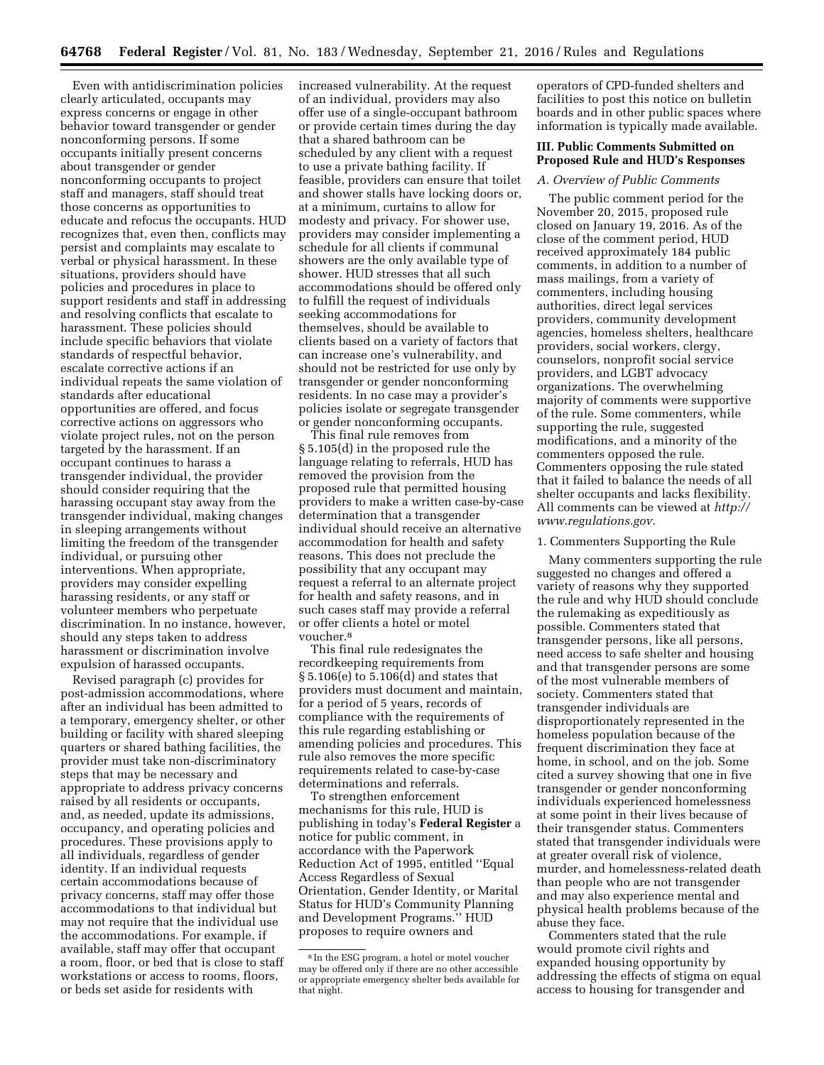Even with antidiscrimination policies clearly articulated, occupants may express concerns or engage in other behavior toward transgender or gender nonconforming persons. If some occupants initially present concerns about transgender or gender nonconforming occupants to project staff and managers, staff should treat those concerns as opportunities to educate and refocus the occupants. HUD recognizes that, even then, conflicts may persist and complaints may escalate to verbal or physical harassment. In these situations, providers should have policies and procedures in place to support residents and staff in addressing and resolving conflicts that escalate to harassment. These policies should include specific behaviors that violate standards of respectful behavior, escalate corrective actions if an individual repeats the same violation of standards after educational opportunities are offered, and focus corrective actions on aggressors who violate project rules, not on the person targeted by the harassment. If an occupant continues to harass a transgender individual, the provider should consider requiring that the harassing occupant stay away from the transgender individual, making changes in sleeping arrangements without limiting the freedom of the transgender individual, or pursuing other interventions. When appropriate, providers may consider expelling harassing residents, or any staff or volunteer members who perpetuate discrimination. In no instance, however, should any steps taken to address harassment or discrimination involve expulsion of harassed occupants.

Revised paragraph (c) provides for post-admission accommodations, where after an individual has been admitted to a temporary, emergency shelter, or other building or facility with shared sleeping quarters or shared bathing facilities, the provider must take non-discriminatory steps that may be necessary and appropriate to address privacy concerns raised by all residents or occupants, and, as needed, update its admissions, occupancy, and operating policies and procedures. These provisions apply to all individuals, regardless of gender identity. If an individual requests certain accommodations because of privacy concerns, staff may offer those accommodations to that individual but may not require that the individual use the accommodations. For example, if available, staff may offer that occupant a room, floor, or bed that is close to staff workstations or access to rooms, floors, or beds set aside for residents with increased vulnerability. At the request of an individual, providers may also offer use of a single-occupant bathroom or provide certain times during the day that a shared bathroom can be scheduled by any client with a request to use a private bathing facility. If feasible, providers can ensure that toilet and shower stalls have locking doors or, at a minimum, curtains to allow for modesty and privacy. For shower use, providers may consider implementing a schedule for all clients if communal showers are the only available type of shower. HUD stresses that all such accommodations should be offered only to fulfill the request of individuals seeking accommodations for themselves, should be available to clients based on a variety of factors that can increase one's vulnerability, and should not be restricted for use only by transgender or gender nonconforming residents. In no case may a provider's policies isolate or segregate transgender or gender nonconforming occupants.

This final rule removes from § 5.105(d) in the proposed rule the language relating to referrals. HUD has removed the provision from the proposed rule that permitted housing providers to make a written case-by-case determination that a transgender individual should receive an alternative accommodation for health and safety reasons. This does not preclude the possibility that any occupant may request a referral to an alternate project for health and safety reasons, and in such cases staff may provide a referral or offer clients a hotel or motel voucher.[8]

This final rule redesignates the recordkeeping requirements from § 5.106(e) to 5.106(d) and states that providers must document and maintain, for a period of 5 years, records of compliance with the requirements of this rule regarding establishing or amending policies and procedures. This rule also removes the more specific requirements related to case-by-case determinations and referrals.

To strengthen enforcement mechanisms for this rule, HUD is publishing in today's **Federal Register** a notice for public comment, in accordance with the Paperwork Reduction Act of 1995, entitled "Equal Access Regardless of Sexual Orientation, Gender Identity, or Marital Status for HUD's Community Planning and Development Programs." HUD proposes to require owners and operators of CPD-funded shelters and facilities to post this notice on bulletin boards and in other public spaces where information is typically made available.

[8] In the ESG program, a hotel or motel voucher may be offered only if there are no other accessible or appropriate emergency shelter beds available for that night.

## III. Public Comments Submitted on Proposed Rule and HUD's Responses

### A. Overview of Public Comments

The public comment period for the November 20, 2015, proposed rule closed on January 19, 2016. As of the close of the comment period, HUD received approximately 184 public comments, in addition to a number of mass mailings, from a variety of commenters, including housing authorities, direct legal services providers, community development agencies, homeless shelters, healthcare providers, social workers, clergy, counselors, nonprofit social service providers, and LGBT advocacy organizations. The overwhelming majority of comments were supportive of the rule. Some commenters, while supporting the rule, suggested modifications, and a minority of the commenters opposed the rule. Commenters opposing the rule stated that it failed to balance the needs of all shelter occupants and lacks flexibility. All comments can be viewed at *http://www.regulations.gov.*

#### 1. Commenters Supporting the Rule

Many commenters supporting the rule suggested no changes and offered a variety of reasons why they supported the rule and why HUD should conclude the rulemaking as expeditiously as possible. Commenters stated that transgender persons, like all persons, need access to safe shelter and housing and that transgender persons are some of the most vulnerable members of society. Commenters stated that transgender individuals are disproportionately represented in the homeless population because of the frequent discrimination they face at home, in school, and on the job. Some cited a survey showing that one in five transgender or gender nonconforming individuals experienced homelessness at some point in their lives because of their transgender status. Commenters stated that transgender individuals were at greater overall risk of violence, murder, and homelessness-related death than people who are not transgender and may also experience mental and physical health problems because of the abuse they face.

Commenters stated that the rule would promote civil rights and expanded housing opportunity by addressing the effects of stigma on equal access to housing for transgender and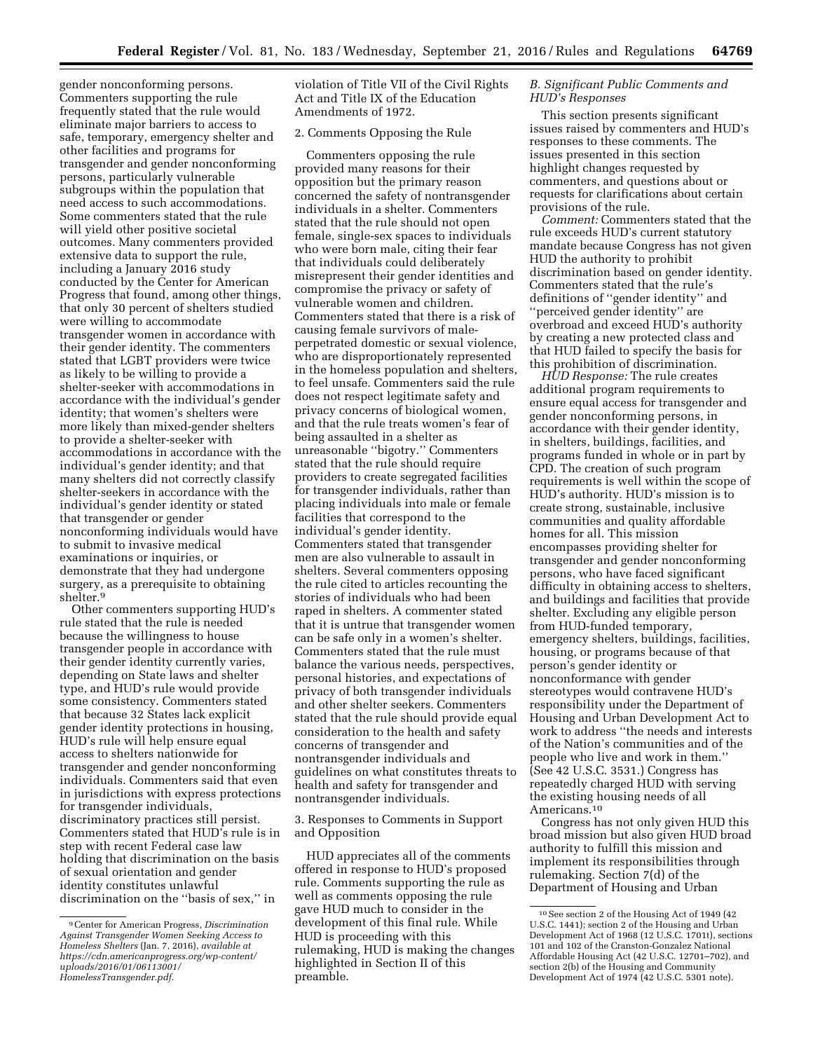gender nonconforming persons. Commenters supporting the rule frequently stated that the rule would eliminate major barriers to access to safe, temporary, emergency shelter and other facilities and programs for transgender and gender nonconforming persons, particularly vulnerable subgroups within the population that need access to such accommodations. Some commenters stated that the rule will yield other positive societal outcomes. Many commenters provided extensive data to support the rule, including a January 2016 study conducted by the Center for American Progress that found, among other things, that only 30 percent of shelters studied were willing to accommodate transgender women in accordance with their gender identity. The commenters stated that LGBT providers were twice as likely to be willing to provide a shelter-seeker with accommodations in accordance with the individual's gender identity; that women's shelters were more likely than mixed-gender shelters to provide a shelter-seeker with accommodations in accordance with the individual's gender identity; and that many shelters did not correctly classify shelter-seekers in accordance with the individual's gender identity or stated that transgender or gender nonconforming individuals would have to submit to invasive medical examinations or inquiries, or demonstrate that they had undergone surgery, as a prerequisite to obtaining shelter.[9]

Other commenters supporting HUD's rule stated that the rule is needed because the willingness to house transgender people in accordance with their gender identity currently varies, depending on State laws and shelter type, and HUD's rule would provide some consistency. Commenters stated that because 32 States lack explicit gender identity protections in housing, HUD's rule will help ensure equal access to shelters nationwide for transgender and gender nonconforming individuals. Commenters said that even in jurisdictions with express protections for transgender individuals, discriminatory practices still persist. Commenters stated that HUD's rule is in step with recent Federal case law holding that discrimination on the basis of sexual orientation and gender identity constitutes unlawful discrimination on the ''basis of sex,'' in violation of Title VII of the Civil Rights Act and Title IX of the Education Amendments of 1972.

2. Comments Opposing the Rule

Commenters opposing the rule provided many reasons for their opposition but the primary reason concerned the safety of nontransgender individuals in a shelter. Commenters stated that the rule should not open female, single-sex spaces to individuals who were born male, citing their fear that individuals could deliberately misrepresent their gender identities and compromise the privacy or safety of vulnerable women and children. Commenters stated that there is a risk of causing female survivors of male-perpetrated domestic or sexual violence, who are disproportionately represented in the homeless population and shelters, to feel unsafe. Commenters said the rule does not respect legitimate safety and privacy concerns of biological women, and that the rule treats women's fear of being assaulted in a shelter as unreasonable ''bigotry.'' Commenters stated that the rule should require providers to create segregated facilities for transgender individuals, rather than placing individuals into male or female facilities that correspond to the individual's gender identity. Commenters stated that transgender men are also vulnerable to assault in shelters. Several commenters opposing the rule cited to articles recounting the stories of individuals who had been raped in shelters. A commenter stated that it is untrue that transgender women can be safe only in a women's shelter. Commenters stated that the rule must balance the various needs, perspectives, personal histories, and expectations of privacy of both transgender individuals and other shelter seekers. Commenters stated that the rule should provide equal consideration to the health and safety concerns of transgender and nontransgender individuals and guidelines on what constitutes threats to health and safety for transgender and nontransgender individuals.

3. Responses to Comments in Support and Opposition

HUD appreciates all of the comments offered in response to HUD's proposed rule. Comments supporting the rule as well as comments opposing the rule gave HUD much to consider in the development of this final rule. While HUD is proceeding with this rulemaking, HUD is making the changes highlighted in Section II of this preamble.

### *B. Significant Public Comments and HUD's Responses*

This section presents significant issues raised by commenters and HUD's responses to these comments. The issues presented in this section highlight changes requested by commenters, and questions about or requests for clarifications about certain provisions of the rule.

*Comment:* Commenters stated that the rule exceeds HUD's current statutory mandate because Congress has not given HUD the authority to prohibit discrimination based on gender identity. Commenters stated that the rule's definitions of ''gender identity'' and ''perceived gender identity'' are overbroad and exceed HUD's authority by creating a new protected class and that HUD failed to specify the basis for this prohibition of discrimination.

*HUD Response:* The rule creates additional program requirements to ensure equal access for transgender and gender nonconforming persons, in accordance with their gender identity, in shelters, buildings, facilities, and programs funded in whole or in part by CPD. The creation of such program requirements is well within the scope of HUD's authority. HUD's mission is to create strong, sustainable, inclusive communities and quality affordable homes for all. This mission encompasses providing shelter for transgender and gender nonconforming persons, who have faced significant difficulty in obtaining access to shelters, and buildings and facilities that provide shelter. Excluding any eligible person from HUD-funded temporary, emergency shelters, buildings, facilities, housing, or programs because of that person's gender identity or nonconformance with gender stereotypes would contravene HUD's responsibility under the Department of Housing and Urban Development Act to work to address ''the needs and interests of the Nation's communities and of the people who live and work in them.'' (See 42 U.S.C. 3531.) Congress has repeatedly charged HUD with serving the existing housing needs of all Americans.[10]

Congress has not only given HUD this broad mission but also given HUD broad authority to fulfill this mission and implement its responsibilities through rulemaking. Section 7(d) of the Department of Housing and Urban

---

[9] Center for American Progress, *Discrimination Against Transgender Women Seeking Access to Homeless Shelters* (Jan. 7, 2016), *available at https://cdn.americanprogress.org/wp-content/uploads/2016/01/06113001/HomelessTransgender.pdf.*

[10] See section 2 of the Housing Act of 1949 (42 U.S.C. 1441); section 2 of the Housing and Urban Development Act of 1968 (12 U.S.C. 1701t), sections 101 and 102 of the Cranston-Gonzalez National Affordable Housing Act (42 U.S.C. 12701–702), and section 2(b) of the Housing and Community Development Act of 1974 (42 U.S.C. 5301 note).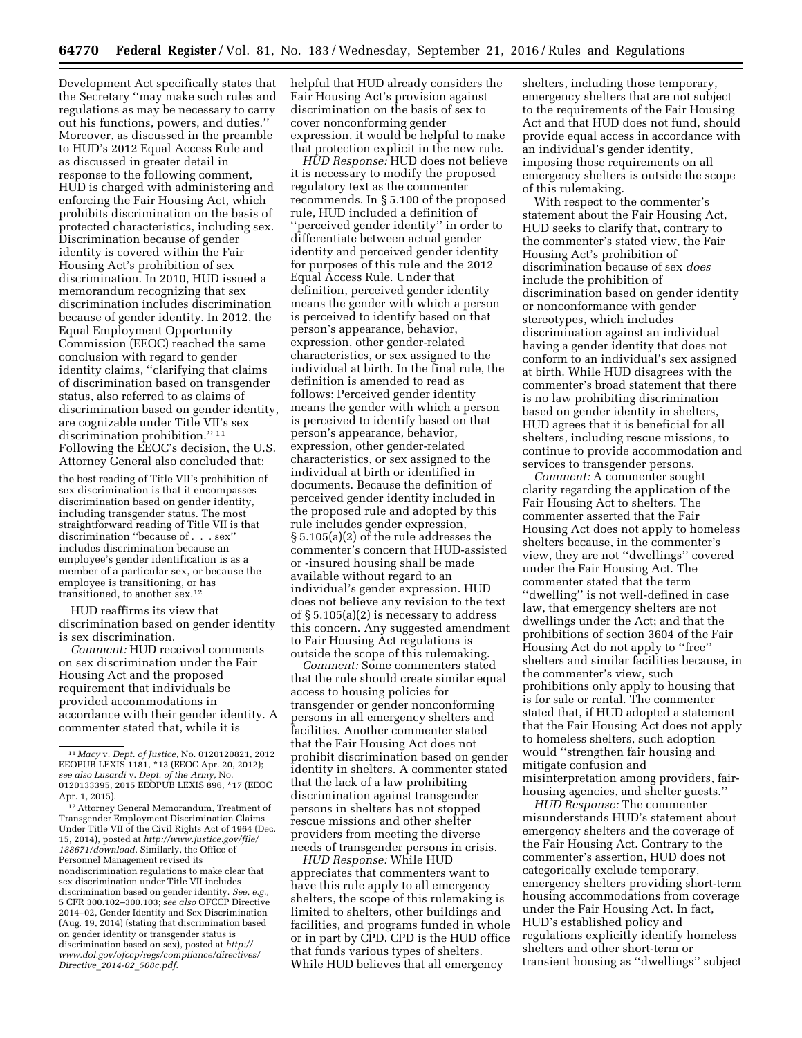Development Act specifically states that the Secretary ''may make such rules and regulations as may be necessary to carry out his functions, powers, and duties.'' Moreover, as discussed in the preamble to HUD's 2012 Equal Access Rule and as discussed in greater detail in response to the following comment, HUD is charged with administering and enforcing the Fair Housing Act, which prohibits discrimination on the basis of protected characteristics, including sex. Discrimination because of gender identity is covered within the Fair Housing Act's prohibition of sex discrimination. In 2010, HUD issued a memorandum recognizing that sex discrimination includes discrimination because of gender identity. In 2012, the Equal Employment Opportunity Commission (EEOC) reached the same conclusion with regard to gender identity claims, ''clarifying that claims of discrimination based on transgender status, also referred to as claims of discrimination based on gender identity, are cognizable under Title VII's sex discrimination prohibition.''[11] Following the EEOC's decision, the U.S. Attorney General also concluded that:

> the best reading of Title VII's prohibition of sex discrimination is that it encompasses discrimination based on gender identity, including transgender status. The most straightforward reading of Title VII is that discrimination ''because of . . . sex'' includes discrimination because an employee's gender identification is as a member of a particular sex, or because the employee is transitioning, or has transitioned, to another sex.[12]

HUD reaffirms its view that discrimination based on gender identity is sex discrimination.

*Comment:* HUD received comments on sex discrimination under the Fair Housing Act and the proposed requirement that individuals be provided accommodations in accordance with their gender identity. A commenter stated that, while it is helpful that HUD already considers the Fair Housing Act's provision against discrimination on the basis of sex to cover nonconforming gender expression, it would be helpful to make that protection explicit in the new rule.

*HUD Response:* HUD does not believe it is necessary to modify the proposed regulatory text as the commenter recommends. In § 5.100 of the proposed rule, HUD included a definition of ''perceived gender identity'' in order to differentiate between actual gender identity and perceived gender identity for purposes of this rule and the 2012 Equal Access Rule. Under that definition, perceived gender identity means the gender with which a person is perceived to identify based on that person's appearance, behavior, expression, other gender-related characteristics, or sex assigned to the individual at birth. In the final rule, the definition is amended to read as follows: Perceived gender identity means the gender with which a person is perceived to identify based on that person's appearance, behavior, expression, other gender-related characteristics, or sex assigned to the individual at birth or identified in documents. Because the definition of perceived gender identity included in the proposed rule and adopted by this rule includes gender expression, § 5.105(a)(2) of the rule addresses the commenter's concern that HUD-assisted or -insured housing shall be made available without regard to an individual's gender expression. HUD does not believe any revision to the text of § 5.105(a)(2) is necessary to address this concern. Any suggested amendment to Fair Housing Act regulations is outside the scope of this rulemaking.

*Comment:* Some commenters stated that the rule should create similar equal access to housing policies for transgender or gender nonconforming persons in all emergency shelters and facilities. Another commenter stated that the Fair Housing Act does not prohibit discrimination based on gender identity in shelters. A commenter stated that the lack of a law prohibiting discrimination against transgender persons in shelters has not stopped rescue missions and other shelter providers from meeting the diverse needs of transgender persons in crisis.

*HUD Response:* While HUD appreciates that commenters want to have this rule apply to all emergency shelters, the scope of this rulemaking is limited to shelters, other buildings and facilities, and programs funded in whole or in part by CPD. CPD is the HUD office that funds various types of shelters. While HUD believes that all emergency shelters, including those temporary, emergency shelters that are not subject to the requirements of the Fair Housing Act and that HUD does not fund, should provide equal access in accordance with an individual's gender identity, imposing those requirements on all emergency shelters is outside the scope of this rulemaking.

With respect to the commenter's statement about the Fair Housing Act, HUD seeks to clarify that, contrary to the commenter's stated view, the Fair Housing Act's prohibition of discrimination because of sex *does* include the prohibition of discrimination based on gender identity or nonconformance with gender stereotypes, which includes discrimination against an individual having a gender identity that does not conform to an individual's sex assigned at birth. While HUD disagrees with the commenter's broad statement that there is no law prohibiting discrimination based on gender identity in shelters, HUD agrees that it is beneficial for all shelters, including rescue missions, to continue to provide accommodation and services to transgender persons.

*Comment:* A commenter sought clarity regarding the application of the Fair Housing Act to shelters. The commenter asserted that the Fair Housing Act does not apply to homeless shelters because, in the commenter's view, they are not ''dwellings'' covered under the Fair Housing Act. The commenter stated that the term ''dwelling'' is not well-defined in case law, that emergency shelters are not dwellings under the Act; and that the prohibitions of section 3604 of the Fair Housing Act do not apply to ''free'' shelters and similar facilities because, in the commenter's view, such prohibitions only apply to housing that is for sale or rental. The commenter stated that, if HUD adopted a statement that the Fair Housing Act does not apply to homeless shelters, such adoption would ''strengthen fair housing and mitigate confusion and misinterpretation among providers, fair-housing agencies, and shelter guests.''

*HUD Response:* The commenter misunderstands HUD's statement about emergency shelters and the coverage of the Fair Housing Act. Contrary to the commenter's assertion, HUD does not categorically exclude temporary, emergency shelters providing short-term housing accommodations from coverage under the Fair Housing Act. In fact, HUD's established policy and regulations explicitly identify homeless shelters and other short-term or transient housing as ''dwellings'' subject

---

[11] *Macy* v. *Dept. of Justice,* No. 0120120821, 2012 EEOPUB LEXIS 1181, *13 (EEOC Apr. 20, 2012); *see also Lusardi* v. *Dept. of the Army,* No. 0120133395, 2015 EEOPUB LEXIS 896, *17 (EEOC Apr. 1, 2015).

[12] Attorney General Memorandum, Treatment of Transgender Employment Discrimination Claims Under Title VII of the Civil Rights Act of 1964 (Dec. 15, 2014), posted at *http://www.justice.gov/file/188671/download.* Similarly, the Office of Personnel Management revised its nondiscrimination regulations to make clear that sex discrimination under Title VII includes discrimination based on gender identity. *See, e.g.,* 5 CFR 300.102–300.103; *see also* OFCCP Directive 2014–02, Gender Identity and Sex Discrimination (Aug. 19, 2014) (stating that discrimination based on gender identity or transgender status is discrimination based on sex), posted at *http://www.dol.gov/ofccp/regs/compliance/directives/Directive_2014-02_508c.pdf.*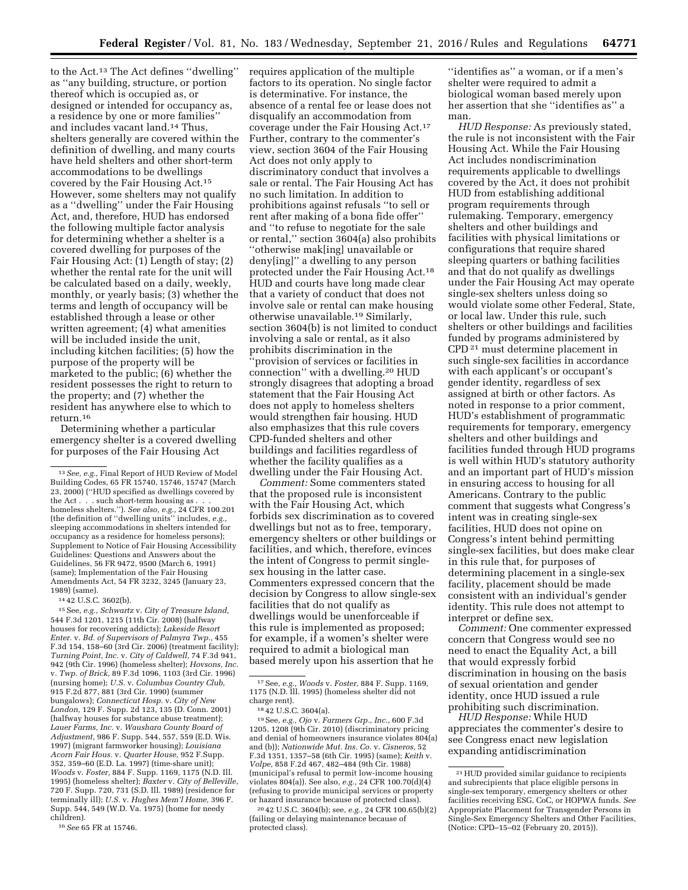to the Act.[13] The Act defines "dwelling" as "any building, structure, or portion thereof which is occupied as, or designed or intended for occupancy as, a residence by one or more families" and includes vacant land.[14] Thus, shelters generally are covered within the definition of dwelling, and many courts have held shelters and other short-term accommodations to be dwellings covered by the Fair Housing Act.[15] However, some shelters may not qualify as a "dwelling" under the Fair Housing Act, and, therefore, HUD has endorsed the following multiple factor analysis for determining whether a shelter is a covered dwelling for purposes of the Fair Housing Act: (1) Length of stay; (2) whether the rental rate for the unit will be calculated based on a daily, weekly, monthly, or yearly basis; (3) whether the terms and length of occupancy will be established through a lease or other written agreement; (4) what amenities will be included inside the unit, including kitchen facilities; (5) how the purpose of the property will be marketed to the public; (6) whether the resident possesses the right to return to the property; and (7) whether the resident has anywhere else to which to return.[16]

Determining whether a particular emergency shelter is a covered dwelling for purposes of the Fair Housing Act requires application of the multiple factors to its operation. No single factor is determinative. For instance, the absence of a rental fee or lease does not disqualify an accommodation from coverage under the Fair Housing Act.[17] Further, contrary to the commenter's view, section 3604 of the Fair Housing Act does not only apply to discriminatory conduct that involves a sale or rental. The Fair Housing Act has no such limitation. In addition to prohibitions against refusals "to sell or rent after making of a bona fide offer" and "to refuse to negotiate for the sale or rental," section 3604(a) also prohibits "otherwise mak[ing] unavailable or deny[ing]" a dwelling to any person protected under the Fair Housing Act.[18] HUD and courts have long made clear that a variety of conduct that does not involve sale or rental can make housing otherwise unavailable.[19] Similarly, section 3604(b) is not limited to conduct involving a sale or rental, as it also prohibits discrimination in the "provision of services or facilities in connection" with a dwelling.[20] HUD strongly disagrees that adopting a broad statement that the Fair Housing Act does not apply to homeless shelters would strengthen fair housing. HUD also emphasizes that this rule covers CPD-funded shelters and other buildings and facilities regardless of whether the facility qualifies as a dwelling under the Fair Housing Act.

*Comment:* Some commenters stated that the proposed rule is inconsistent with the Fair Housing Act, which forbids sex discrimination as to covered dwellings but not as to free, temporary, emergency shelters or other buildings or facilities, and which, therefore, evinces the intent of Congress to permit single-sex housing in the latter case. Commenters expressed concern that the decision by Congress to allow single-sex facilities that do not qualify as dwellings would be unenforceable if this rule is implemented as proposed; for example, if a women's shelter were required to admit a biological man based merely upon his assertion that he "identifies as" a woman, or if a men's shelter were required to admit a biological woman based merely upon her assertion that she "identifies as" a man.

*HUD Response:* As previously stated, the rule is not inconsistent with the Fair Housing Act. While the Fair Housing Act includes nondiscrimination requirements applicable to dwellings covered by the Act, it does not prohibit HUD from establishing additional program requirements through rulemaking. Temporary, emergency shelters and other buildings and facilities with physical limitations or configurations that require shared sleeping quarters or bathing facilities and that do not qualify as dwellings under the Fair Housing Act may operate single-sex shelters unless doing so would violate some other Federal, State, or local law. Under this rule, such shelters or other buildings and facilities funded by programs administered by CPD[21] must determine placement in such single-sex facilities in accordance with each applicant's or occupant's gender identity, regardless of sex assigned at birth or other factors. As noted in response to a prior comment, HUD's establishment of programmatic requirements for temporary, emergency shelters and other buildings and facilities funded through HUD programs is well within HUD's statutory authority and an important part of HUD's mission in ensuring access to housing for all Americans. Contrary to the public comment that suggests what Congress's intent was in creating single-sex facilities, HUD does not opine on Congress's intent behind permitting single-sex facilities, but does make clear in this rule that, for purposes of determining placement in a single-sex facility, placement should be made consistent with an individual's gender identity. This rule does not attempt to interpret or define sex.

*Comment:* One commenter expressed concern that Congress would see no need to enact the Equality Act, a bill that would expressly forbid discrimination in housing on the basis of sexual orientation and gender identity, once HUD issued a rule prohibiting such discrimination.

*HUD Response:* While HUD appreciates the commenter's desire to see Congress enact new legislation expanding antidiscrimination

---

[13] *See, e.g.,* Final Report of HUD Review of Model Building Codes, 65 FR 15740, 15746, 15747 (March 23, 2000) ("HUD specified as dwellings covered by the Act . . . such short-term housing as . . . homeless shelters."). *See also, e.g.,* 24 CFR 100.201 (the definition of "dwelling units" includes, *e.g.,* sleeping accommodations in shelters intended for occupancy as a residence for homeless persons); Supplement to Notice of Fair Housing Accessibility Guidelines: Questions and Answers about the Guidelines, 56 FR 9472, 9500 (March 6, 1991) (same); Implementation of the Fair Housing Amendments Act, 54 FR 3232, 3245 (January 23, 1989) (same).

[14] 42 U.S.C. 3602(b).

[15] See, *e.g., Schwartz* v. *City of Treasure Island,* 544 F.3d 1201, 1215 (11th Cir. 2008) (halfway houses for recovering addicts); *Lakeside Resort Enter.* v. *Bd. of Supervisors of Palmyra Twp.,* 455 F.3d 154, 158–60 (3rd Cir. 2006) (treatment facility); *Turning Point, Inc.* v. *City of Caldwell,* 74 F.3d 941, 942 (9th Cir. 1996) (homeless shelter); *Hovsons, Inc.* v. *Twp. of Brick,* 89 F.3d 1096, 1103 (3rd Cir. 1996) (nursing home); *U.S.* v. *Columbus Country Club,* 915 F.2d 877, 881 (3rd Cir. 1990) (summer bungalows); *Connecticut Hosp.* v. *City of New London,* 129 F. Supp. 2d 123, 135 (D. Conn. 2001) (halfway houses for substance abuse treatment); *Lauer Farms, Inc.* v. *Waushara County Board of Adjustment,* 986 F. Supp. 544, 557, 559 (E.D. Wis. 1997) (migrant farmworker housing); *Louisiana Acorn Fair Hous.* v. *Quarter House,* 952 F.Supp. 352, 359–60 (E.D. La. 1997) (time-share unit); *Woods* v. *Foster,* 884 F. Supp. 1169, 1175 (N.D. Ill. 1995) (homeless shelter); *Baxter* v. *City of Belleville,* 720 F. Supp. 720, 731 (S.D. Ill. 1989) (residence for terminally ill); *U.S.* v. *Hughes Mem'l Home,* 396 F. Supp. 544, 549 (W.D. Va. 1975) (home for needy children).

[16] *See* 65 FR at 15746.

[17] See, *e.g., Woods* v. *Foster,* 884 F. Supp. 1169, 1175 (N.D. Ill. 1995) (homeless shelter did not charge rent).

[18] 42 U.S.C. 3604(a).

[19] See, *e.g., Ojo* v. *Farmers Grp., Inc.,* 600 F.3d 1205, 1208 (9th Cir. 2010) (discriminatory pricing and denial of homeowners insurance violates 804(a) and (b)); *Nationwide Mut. Ins. Co.* v. *Cisneros,* 52 F.3d 1351, 1357–58 (6th Cir. 1995) (same); *Keith* v. *Volpe,* 858 F.2d 467, 482–484 (9th Cir. 1988) (municipal's refusal to permit low-income housing violates 804(a)). See also, *e.g.,* 24 CFR 100.70(d)(4) (refusing to provide municipal services or property or hazard insurance because of protected class).

[20] 42 U.S.C. 3604(b); see, *e.g.,* 24 CFR 100.65(b)(2) (failing or delaying maintenance because of protected class).

[21] HUD provided similar guidance to recipients and subrecipients that place eligible persons in single-sex temporary, emergency shelters or other facilities receiving ESG, CoC, or HOPWA funds. *See* Appropriate Placement for Transgender Persons in Single-Sex Emergency Shelters and Other Facilities, (Notice: CPD–15–02 (February 20, 2015)).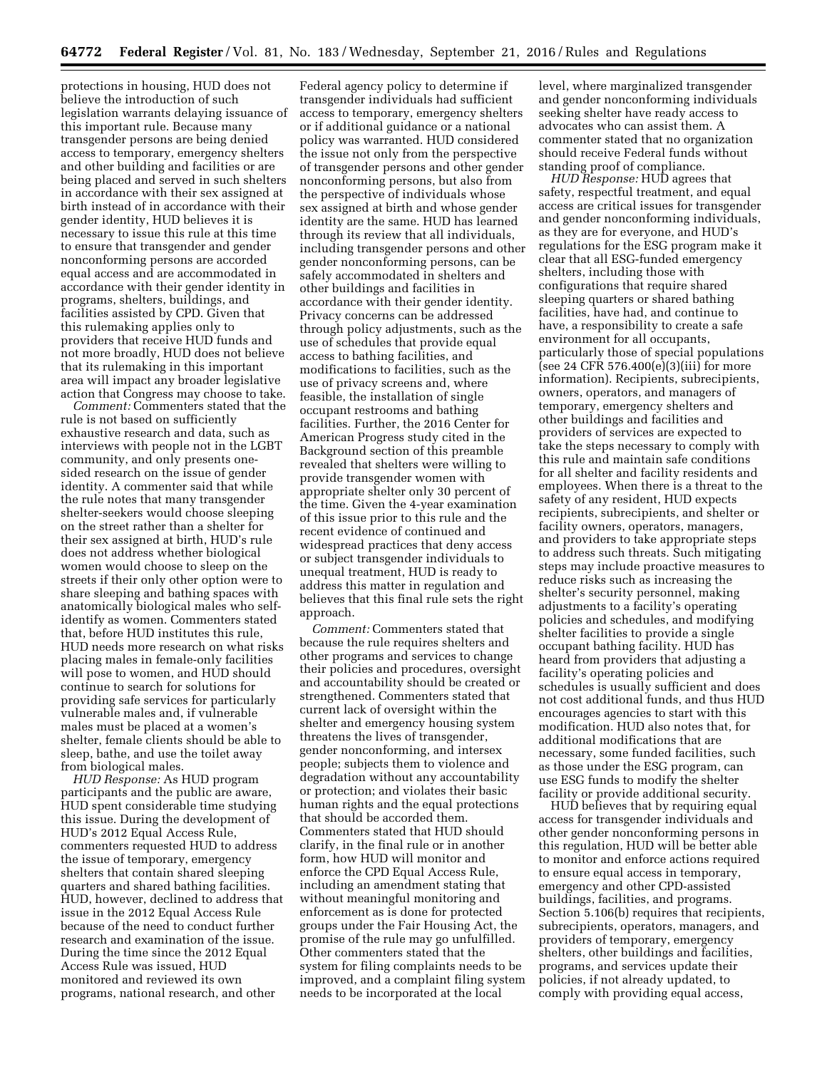protections in housing, HUD does not believe the introduction of such legislation warrants delaying issuance of this important rule. Because many transgender persons are being denied access to temporary, emergency shelters and other building and facilities or are being placed and served in such shelters in accordance with their sex assigned at birth instead of in accordance with their gender identity, HUD believes it is necessary to issue this rule at this time to ensure that transgender and gender nonconforming persons are accorded equal access and are accommodated in accordance with their gender identity in programs, shelters, buildings, and facilities assisted by CPD. Given that this rulemaking applies only to providers that receive HUD funds and not more broadly, HUD does not believe that its rulemaking in this important area will impact any broader legislative action that Congress may choose to take.

*Comment:* Commenters stated that the rule is not based on sufficiently exhaustive research and data, such as interviews with people not in the LGBT community, and only presents one-sided research on the issue of gender identity. A commenter said that while the rule notes that many transgender shelter-seekers would choose sleeping on the street rather than a shelter for their sex assigned at birth, HUD's rule does not address whether biological women would choose to sleep on the streets if their only other option were to share sleeping and bathing spaces with anatomically biological males who self-identify as women. Commenters stated that, before HUD institutes this rule, HUD needs more research on what risks placing males in female-only facilities will pose to women, and HUD should continue to search for solutions for providing safe services for particularly vulnerable males and, if vulnerable males must be placed at a women's shelter, female clients should be able to sleep, bathe, and use the toilet away from biological males.

*HUD Response:* As HUD program participants and the public are aware, HUD spent considerable time studying this issue. During the development of HUD's 2012 Equal Access Rule, commenters requested HUD to address the issue of temporary, emergency shelters that contain shared sleeping quarters and shared bathing facilities. HUD, however, declined to address that issue in the 2012 Equal Access Rule because of the need to conduct further research and examination of the issue. During the time since the 2012 Equal Access Rule was issued, HUD monitored and reviewed its own programs, national research, and other Federal agency policy to determine if transgender individuals had sufficient access to temporary, emergency shelters or if additional guidance or a national policy was warranted. HUD considered the issue not only from the perspective of transgender persons and other gender nonconforming persons, but also from the perspective of individuals whose sex assigned at birth and whose gender identity are the same. HUD has learned through its review that all individuals, including transgender persons and other gender nonconforming persons, can be safely accommodated in shelters and other buildings and facilities in accordance with their gender identity. Privacy concerns can be addressed through policy adjustments, such as the use of schedules that provide equal access to bathing facilities, and modifications to facilities, such as the use of privacy screens and, where feasible, the installation of single occupant restrooms and bathing facilities. Further, the 2016 Center for American Progress study cited in the Background section of this preamble revealed that shelters were willing to provide transgender women with appropriate shelter only 30 percent of the time. Given the 4-year examination of this issue prior to this rule and the recent evidence of continued and widespread practices that deny access or subject transgender individuals to unequal treatment, HUD is ready to address this matter in regulation and believes that this final rule sets the right approach.

*Comment:* Commenters stated that because the rule requires shelters and other programs and services to change their policies and procedures, oversight and accountability should be created or strengthened. Commenters stated that current lack of oversight within the shelter and emergency housing system threatens the lives of transgender, gender nonconforming, and intersex people; subjects them to violence and degradation without any accountability or protection; and violates their basic human rights and the equal protections that should be accorded them. Commenters stated that HUD should clarify, in the final rule or in another form, how HUD will monitor and enforce the CPD Equal Access Rule, including an amendment stating that without meaningful monitoring and enforcement as is done for protected groups under the Fair Housing Act, the promise of the rule may go unfulfilled. Other commenters stated that the system for filing complaints needs to be improved, and a complaint filing system needs to be incorporated at the local level, where marginalized transgender and gender nonconforming individuals seeking shelter have ready access to advocates who can assist them. A commenter stated that no organization should receive Federal funds without standing proof of compliance.

*HUD Response:* HUD agrees that safety, respectful treatment, and equal access are critical issues for transgender and gender nonconforming individuals, as they are for everyone, and HUD's regulations for the ESG program make it clear that all ESG-funded emergency shelters, including those with configurations that require shared sleeping quarters or shared bathing facilities, have had, and continue to have, a responsibility to create a safe environment for all occupants, particularly those of special populations (see 24 CFR 576.400(e)(3)(iii) for more information). Recipients, subrecipients, owners, operators, and managers of temporary, emergency shelters and other buildings and facilities and providers of services are expected to take the steps necessary to comply with this rule and maintain safe conditions for all shelter and facility residents and employees. When there is a threat to the safety of any resident, HUD expects recipients, subrecipients, and shelter or facility owners, operators, managers, and providers to take appropriate steps to address such threats. Such mitigating steps may include proactive measures to reduce risks such as increasing the shelter's security personnel, making adjustments to a facility's operating policies and schedules, and modifying shelter facilities to provide a single occupant bathing facility. HUD has heard from providers that adjusting a facility's operating policies and schedules is usually sufficient and does not cost additional funds, and thus HUD encourages agencies to start with this modification. HUD also notes that, for additional modifications that are necessary, some funded facilities, such as those under the ESG program, can use ESG funds to modify the shelter facility or provide additional security.

HUD believes that by requiring equal access for transgender individuals and other gender nonconforming persons in this regulation, HUD will be better able to monitor and enforce actions required to ensure equal access in temporary, emergency and other CPD-assisted buildings, facilities, and programs. Section 5.106(b) requires that recipients, subrecipients, operators, managers, and providers of temporary, emergency shelters, other buildings and facilities, programs, and services update their policies, if not already updated, to comply with providing equal access,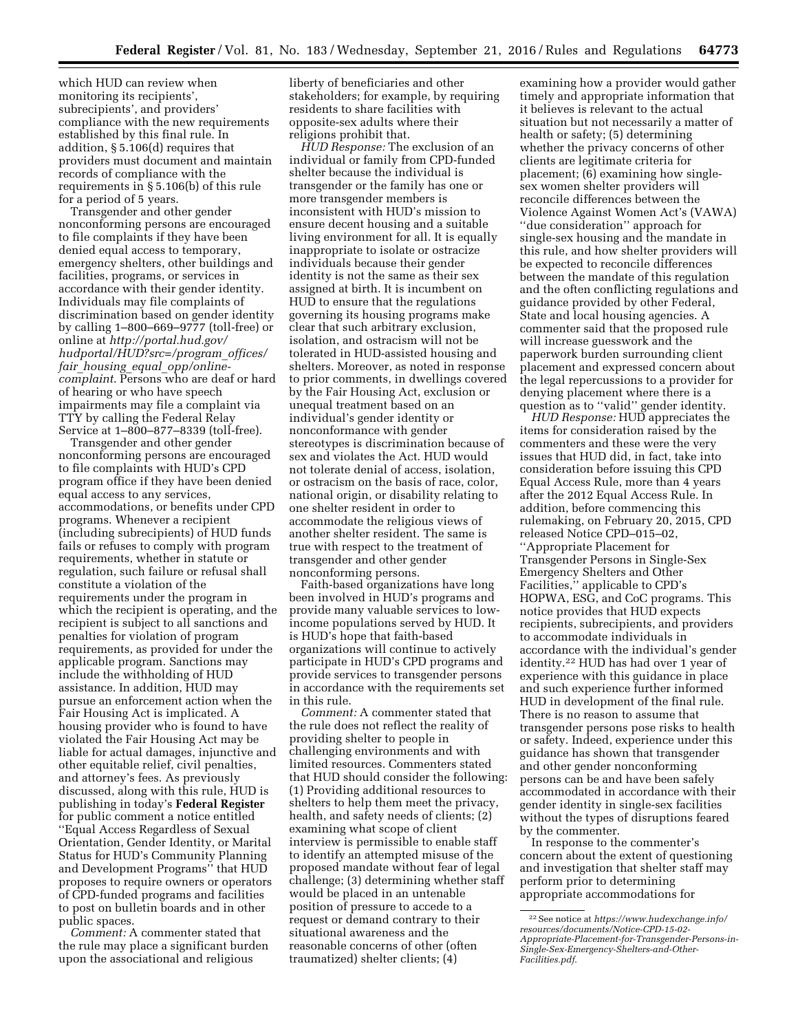which HUD can review when monitoring its recipients', subrecipients', and providers' compliance with the new requirements established by this final rule. In addition, § 5.106(d) requires that providers must document and maintain records of compliance with the requirements in § 5.106(b) of this rule for a period of 5 years.

Transgender and other gender nonconforming persons are encouraged to file complaints if they have been denied equal access to temporary, emergency shelters, other buildings and facilities, programs, or services in accordance with their gender identity. Individuals may file complaints of discrimination based on gender identity by calling 1–800–669–9777 (toll-free) or online at *http://portal.hud.gov/hudportal/HUD?src=/program_offices/fair_housing_equal_opp/online-complaint*. Persons who are deaf or hard of hearing or who have speech impairments may file a complaint via TTY by calling the Federal Relay Service at 1–800–877–8339 (toll-free).

Transgender and other gender nonconforming persons are encouraged to file complaints with HUD's CPD program office if they have been denied equal access to any services, accommodations, or benefits under CPD programs. Whenever a recipient (including subrecipients) of HUD funds fails or refuses to comply with program requirements, whether in statute or regulation, such failure or refusal shall constitute a violation of the requirements under the program in which the recipient is operating, and the recipient is subject to all sanctions and penalties for violation of program requirements, as provided for under the applicable program. Sanctions may include the withholding of HUD assistance. In addition, HUD may pursue an enforcement action when the Fair Housing Act is implicated. A housing provider who is found to have violated the Fair Housing Act may be liable for actual damages, injunctive and other equitable relief, civil penalties, and attorney's fees. As previously discussed, along with this rule, HUD is publishing in today's **Federal Register** for public comment a notice entitled ''Equal Access Regardless of Sexual Orientation, Gender Identity, or Marital Status for HUD's Community Planning and Development Programs'' that HUD proposes to require owners or operators of CPD-funded programs and facilities to post on bulletin boards and in other public spaces.

*Comment:* A commenter stated that the rule may place a significant burden upon the associational and religious liberty of beneficiaries and other stakeholders; for example, by requiring residents to share facilities with opposite-sex adults where their religions prohibit that.

*HUD Response:* The exclusion of an individual or family from CPD-funded shelter because the individual is transgender or the family has one or more transgender members is inconsistent with HUD's mission to ensure decent housing and a suitable living environment for all. It is equally inappropriate to isolate or ostracize individuals because their gender identity is not the same as their sex assigned at birth. It is incumbent on HUD to ensure that the regulations governing its housing programs make clear that such arbitrary exclusion, isolation, and ostracism will not be tolerated in HUD-assisted housing and shelters. Moreover, as noted in response to prior comments, in dwellings covered by the Fair Housing Act, exclusion or unequal treatment based on an individual's gender identity or nonconformance with gender stereotypes is discrimination because of sex and violates the Act. HUD would not tolerate denial of access, isolation, or ostracism on the basis of race, color, national origin, or disability relating to one shelter resident in order to accommodate the religious views of another shelter resident. The same is true with respect to the treatment of transgender and other gender nonconforming persons.

Faith-based organizations have long been involved in HUD's programs and provide many valuable services to low-income populations served by HUD. It is HUD's hope that faith-based organizations will continue to actively participate in HUD's CPD programs and provide services to transgender persons in accordance with the requirements set in this rule.

*Comment:* A commenter stated that the rule does not reflect the reality of providing shelter to people in challenging environments and with limited resources. Commenters stated that HUD should consider the following: (1) Providing additional resources to shelters to help them meet the privacy, health, and safety needs of clients; (2) examining what scope of client interview is permissible to enable staff to identify an attempted misuse of the proposed mandate without fear of legal challenge; (3) determining whether staff would be placed in an untenable position of pressure to accede to a request or demand contrary to their situational awareness and the reasonable concerns of other (often traumatized) shelter clients; (4) examining how a provider would gather timely and appropriate information that it believes is relevant to the actual situation but not necessarily a matter of health or safety; (5) determining whether the privacy concerns of other clients are legitimate criteria for placement; (6) examining how single-sex women shelter providers will reconcile differences between the Violence Against Women Act's (VAWA) ''due consideration'' approach for single-sex housing and the mandate in this rule, and how shelter providers will be expected to reconcile differences between the mandate of this regulation and the often conflicting regulations and guidance provided by other Federal, State and local housing agencies. A commenter said that the proposed rule will increase guesswork and the paperwork burden surrounding client placement and expressed concern about the legal repercussions to a provider for denying placement where there is a question as to ''valid'' gender identity.

*HUD Response:* HUD appreciates the items for consideration raised by the commenters and these were the very issues that HUD did, in fact, take into consideration before issuing this CPD Equal Access Rule, more than 4 years after the 2012 Equal Access Rule. In addition, before commencing this rulemaking, on February 20, 2015, CPD released Notice CPD–015–02, ''Appropriate Placement for Transgender Persons in Single-Sex Emergency Shelters and Other Facilities,'' applicable to CPD's HOPWA, ESG, and CoC programs. This notice provides that HUD expects recipients, subrecipients, and providers to accommodate individuals in accordance with the individual's gender identity.[22] HUD has had over 1 year of experience with this guidance in place and such experience further informed HUD in development of the final rule. There is no reason to assume that transgender persons pose risks to health or safety. Indeed, experience under this guidance has shown that transgender and other gender nonconforming persons can be and have been safely accommodated in accordance with their gender identity in single-sex facilities without the types of disruptions feared by the commenter.

In response to the commenter's concern about the extent of questioning and investigation that shelter staff may perform prior to determining appropriate accommodations for

---

[22] See notice at *https://www.hudexchange.info/resources/documents/Notice-CPD-15-02-Appropriate-Placement-for-Transgender-Persons-in-Single-Sex-Emergency-Shelters-and-Other-Facilities.pdf*.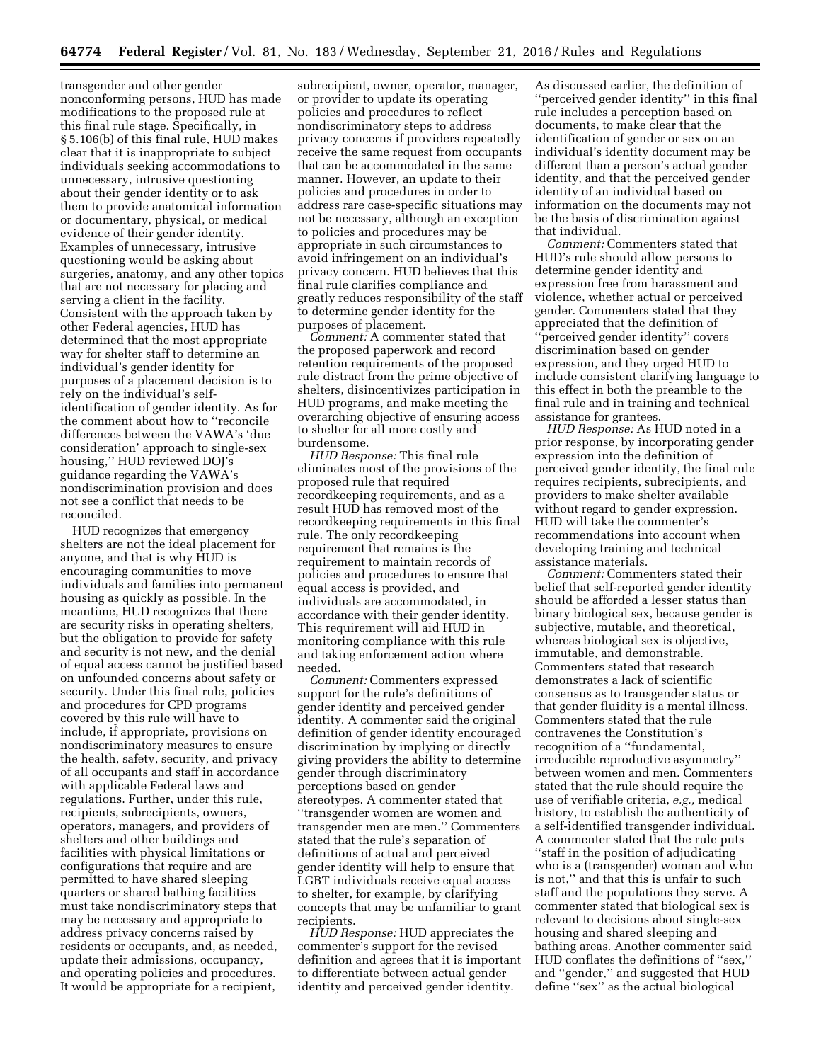transgender and other gender nonconforming persons, HUD has made modifications to the proposed rule at this final rule stage. Specifically, in § 5.106(b) of this final rule, HUD makes clear that it is inappropriate to subject individuals seeking accommodations to unnecessary, intrusive questioning about their gender identity or to ask them to provide anatomical information or documentary, physical, or medical evidence of their gender identity. Examples of unnecessary, intrusive questioning would be asking about surgeries, anatomy, and any other topics that are not necessary for placing and serving a client in the facility. Consistent with the approach taken by other Federal agencies, HUD has determined that the most appropriate way for shelter staff to determine an individual's gender identity for purposes of a placement decision is to rely on the individual's self-identification of gender identity. As for the comment about how to ''reconcile differences between the VAWA's 'due consideration' approach to single-sex housing,'' HUD reviewed DOJ's guidance regarding the VAWA's nondiscrimination provision and does not see a conflict that needs to be reconciled.

HUD recognizes that emergency shelters are not the ideal placement for anyone, and that is why HUD is encouraging communities to move individuals and families into permanent housing as quickly as possible. In the meantime, HUD recognizes that there are security risks in operating shelters, but the obligation to provide for safety and security is not new, and the denial of equal access cannot be justified based on unfounded concerns about safety or security. Under this final rule, policies and procedures for CPD programs covered by this rule will have to include, if appropriate, provisions on nondiscriminatory measures to ensure the health, safety, security, and privacy of all occupants and staff in accordance with applicable Federal laws and regulations. Further, under this rule, recipients, subrecipients, owners, operators, managers, and providers of shelters and other buildings and facilities with physical limitations or configurations that require and are permitted to have shared sleeping quarters or shared bathing facilities must take nondiscriminatory steps that may be necessary and appropriate to address privacy concerns raised by residents or occupants, and, as needed, update their admissions, occupancy, and operating policies and procedures. It would be appropriate for a recipient, subrecipient, owner, operator, manager, or provider to update its operating policies and procedures to reflect nondiscriminatory steps to address privacy concerns if providers repeatedly receive the same request from occupants that can be accommodated in the same manner. However, an update to their policies and procedures in order to address rare case-specific situations may not be necessary, although an exception to policies and procedures may be appropriate in such circumstances to avoid infringement on an individual's privacy concern. HUD believes that this final rule clarifies compliance and greatly reduces responsibility of the staff to determine gender identity for the purposes of placement.

*Comment:* A commenter stated that the proposed paperwork and record retention requirements of the proposed rule distract from the prime objective of shelters, disincentivizes participation in HUD programs, and make meeting the overarching objective of ensuring access to shelter for all more costly and burdensome.

*HUD Response:* This final rule eliminates most of the provisions of the proposed rule that required recordkeeping requirements, and as a result HUD has removed most of the recordkeeping requirements in this final rule. The only recordkeeping requirement that remains is the requirement to maintain records of policies and procedures to ensure that equal access is provided, and individuals are accommodated, in accordance with their gender identity. This requirement will aid HUD in monitoring compliance with this rule and taking enforcement action where needed.

*Comment:* Commenters expressed support for the rule's definitions of gender identity and perceived gender identity. A commenter said the original definition of gender identity encouraged discrimination by implying or directly giving providers the ability to determine gender through discriminatory perceptions based on gender stereotypes. A commenter stated that ''transgender women are women and transgender men are men.'' Commenters stated that the rule's separation of definitions of actual and perceived gender identity will help to ensure that LGBT individuals receive equal access to shelter, for example, by clarifying concepts that may be unfamiliar to grant recipients.

*HUD Response:* HUD appreciates the commenter's support for the revised definition and agrees that it is important to differentiate between actual gender identity and perceived gender identity. As discussed earlier, the definition of ''perceived gender identity'' in this final rule includes a perception based on documents, to make clear that the identification of gender or sex on an individual's identity document may be different than a person's actual gender identity, and that the perceived gender identity of an individual based on information on the documents may not be the basis of discrimination against that individual.

*Comment:* Commenters stated that HUD's rule should allow persons to determine gender identity and expression free from harassment and violence, whether actual or perceived gender. Commenters stated that they appreciated that the definition of ''perceived gender identity'' covers discrimination based on gender expression, and they urged HUD to include consistent clarifying language to this effect in both the preamble to the final rule and in training and technical assistance for grantees.

*HUD Response:* As HUD noted in a prior response, by incorporating gender expression into the definition of perceived gender identity, the final rule requires recipients, subrecipients, and providers to make shelter available without regard to gender expression. HUD will take the commenter's recommendations into account when developing training and technical assistance materials.

*Comment:* Commenters stated their belief that self-reported gender identity should be afforded a lesser status than binary biological sex, because gender is subjective, mutable, and theoretical, whereas biological sex is objective, immutable, and demonstrable. Commenters stated that research demonstrates a lack of scientific consensus as to transgender status or that gender fluidity is a mental illness. Commenters stated that the rule contravenes the Constitution's recognition of a ''fundamental, irreducible reproductive asymmetry'' between women and men. Commenters stated that the rule should require the use of verifiable criteria, *e.g.,* medical history, to establish the authenticity of a self-identified transgender individual. A commenter stated that the rule puts ''staff in the position of adjudicating who is a (transgender) woman and who is not,'' and that this is unfair to such staff and the populations they serve. A commenter stated that biological sex is relevant to decisions about single-sex housing and shared sleeping and bathing areas. Another commenter said HUD conflates the definitions of ''sex,'' and ''gender,'' and suggested that HUD define ''sex'' as the actual biological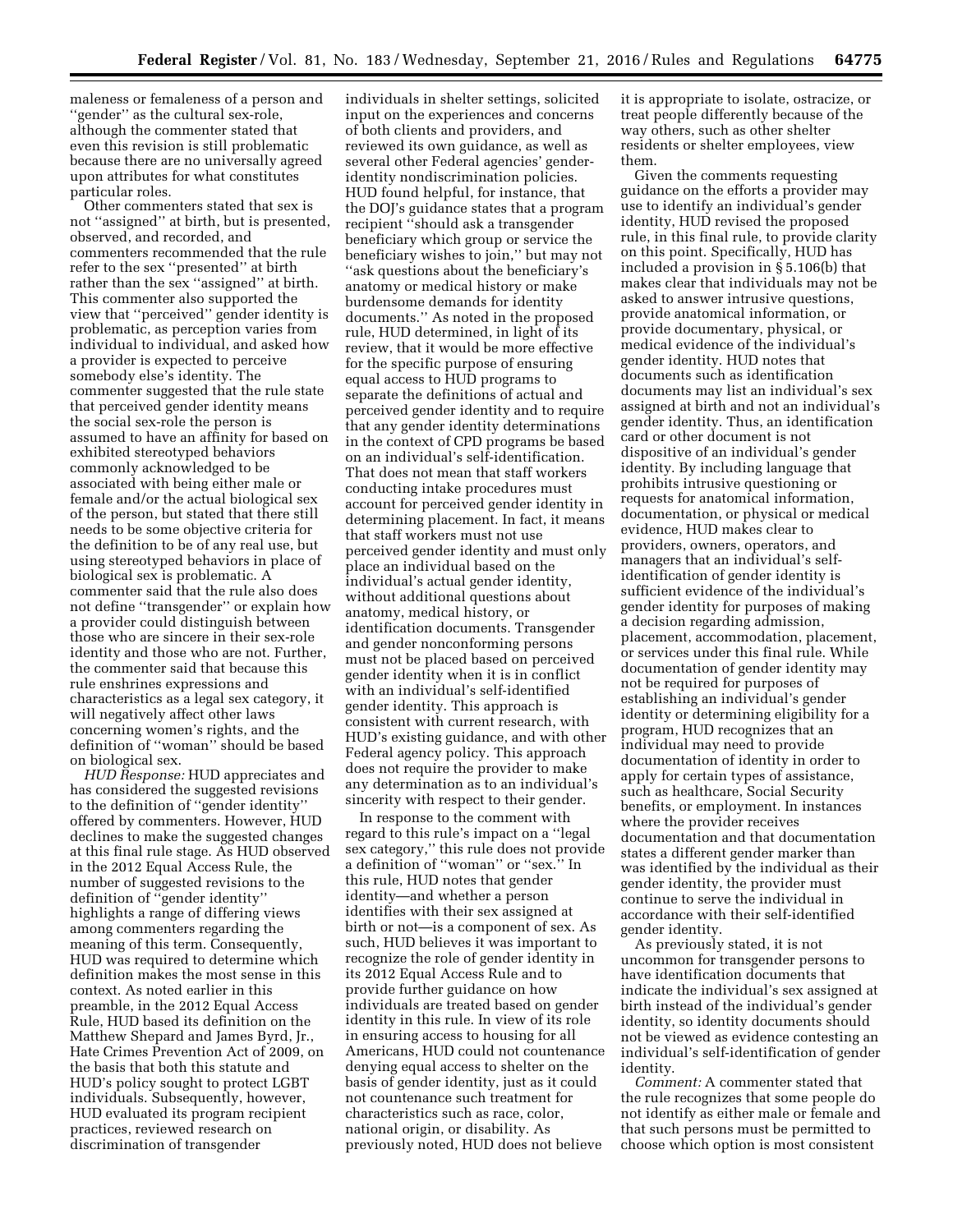maleness or femaleness of a person and ''gender'' as the cultural sex-role, although the commenter stated that even this revision is still problematic because there are no universally agreed upon attributes for what constitutes particular roles.

Other commenters stated that sex is not ''assigned'' at birth, but is presented, observed, and recorded, and commenters recommended that the rule refer to the sex ''presented'' at birth rather than the sex ''assigned'' at birth. This commenter also supported the view that ''perceived'' gender identity is problematic, as perception varies from individual to individual, and asked how a provider is expected to perceive somebody else's identity. The commenter suggested that the rule state that perceived gender identity means the social sex-role the person is assumed to have an affinity for based on exhibited stereotyped behaviors commonly acknowledged to be associated with being either male or female and/or the actual biological sex of the person, but stated that there still needs to be some objective criteria for the definition to be of any real use, but using stereotyped behaviors in place of biological sex is problematic. A commenter said that the rule also does not define ''transgender'' or explain how a provider could distinguish between those who are sincere in their sex-role identity and those who are not. Further, the commenter said that because this rule enshrines expressions and characteristics as a legal sex category, it will negatively affect other laws concerning women's rights, and the definition of ''woman'' should be based on biological sex.

*HUD Response:* HUD appreciates and has considered the suggested revisions to the definition of ''gender identity'' offered by commenters. However, HUD declines to make the suggested changes at this final rule stage. As HUD observed in the 2012 Equal Access Rule, the number of suggested revisions to the definition of ''gender identity'' highlights a range of differing views among commenters regarding the meaning of this term. Consequently, HUD was required to determine which definition makes the most sense in this context. As noted earlier in this preamble, in the 2012 Equal Access Rule, HUD based its definition on the Matthew Shepard and James Byrd, Jr., Hate Crimes Prevention Act of 2009, on the basis that both this statute and HUD's policy sought to protect LGBT individuals. Subsequently, however, HUD evaluated its program recipient practices, reviewed research on discrimination of transgender individuals in shelter settings, solicited input on the experiences and concerns of both clients and providers, and reviewed its own guidance, as well as several other Federal agencies' gender-identity nondiscrimination policies. HUD found helpful, for instance, that the DOJ's guidance states that a program recipient ''should ask a transgender beneficiary which group or service the beneficiary wishes to join,'' but may not ''ask questions about the beneficiary's anatomy or medical history or make burdensome demands for identity documents.'' As noted in the proposed rule, HUD determined, in light of its review, that it would be more effective for the specific purpose of ensuring equal access to HUD programs to separate the definitions of actual and perceived gender identity and to require that any gender identity determinations in the context of CPD programs be based on an individual's self-identification. That does not mean that staff workers conducting intake procedures must account for perceived gender identity in determining placement. In fact, it means that staff workers must not use perceived gender identity and must only place an individual based on the individual's actual gender identity, without additional questions about anatomy, medical history, or identification documents. Transgender and gender nonconforming persons must not be placed based on perceived gender identity when it is in conflict with an individual's self-identified gender identity. This approach is consistent with current research, with HUD's existing guidance, and with other Federal agency policy. This approach does not require the provider to make any determination as to an individual's sincerity with respect to their gender.

In response to the comment with regard to this rule's impact on a ''legal sex category,'' this rule does not provide a definition of ''woman'' or ''sex.'' In this rule, HUD notes that gender identity—and whether a person identifies with their sex assigned at birth or not—is a component of sex. As such, HUD believes it was important to recognize the role of gender identity in its 2012 Equal Access Rule and to provide further guidance on how individuals are treated based on gender identity in this rule. In view of its role in ensuring access to housing for all Americans, HUD could not countenance denying equal access to shelter on the basis of gender identity, just as it could not countenance such treatment for characteristics such as race, color, national origin, or disability. As previously noted, HUD does not believe it is appropriate to isolate, ostracize, or treat people differently because of the way others, such as other shelter residents or shelter employees, view them.

Given the comments requesting guidance on the efforts a provider may use to identify an individual's gender identity, HUD revised the proposed rule, in this final rule, to provide clarity on this point. Specifically, HUD has included a provision in § 5.106(b) that makes clear that individuals may not be asked to answer intrusive questions, provide anatomical information, or provide documentary, physical, or medical evidence of the individual's gender identity. HUD notes that documents such as identification documents may list an individual's sex assigned at birth and not an individual's gender identity. Thus, an identification card or other document is not dispositive of an individual's gender identity. By including language that prohibits intrusive questioning or requests for anatomical information, documentation, or physical or medical evidence, HUD makes clear to providers, owners, operators, and managers that an individual's self-identification of gender identity is sufficient evidence of the individual's gender identity for purposes of making a decision regarding admission, placement, accommodation, placement, or services under this final rule. While documentation of gender identity may not be required for purposes of establishing an individual's gender identity or determining eligibility for a program, HUD recognizes that an individual may need to provide documentation of identity in order to apply for certain types of assistance, such as healthcare, Social Security benefits, or employment. In instances where the provider receives documentation and that documentation states a different gender marker than was identified by the individual as their gender identity, the provider must continue to serve the individual in accordance with their self-identified gender identity.

As previously stated, it is not uncommon for transgender persons to have identification documents that indicate the individual's sex assigned at birth instead of the individual's gender identity, so identity documents should not be viewed as evidence contesting an individual's self-identification of gender identity.

*Comment:* A commenter stated that the rule recognizes that some people do not identify as either male or female and that such persons must be permitted to choose which option is most consistent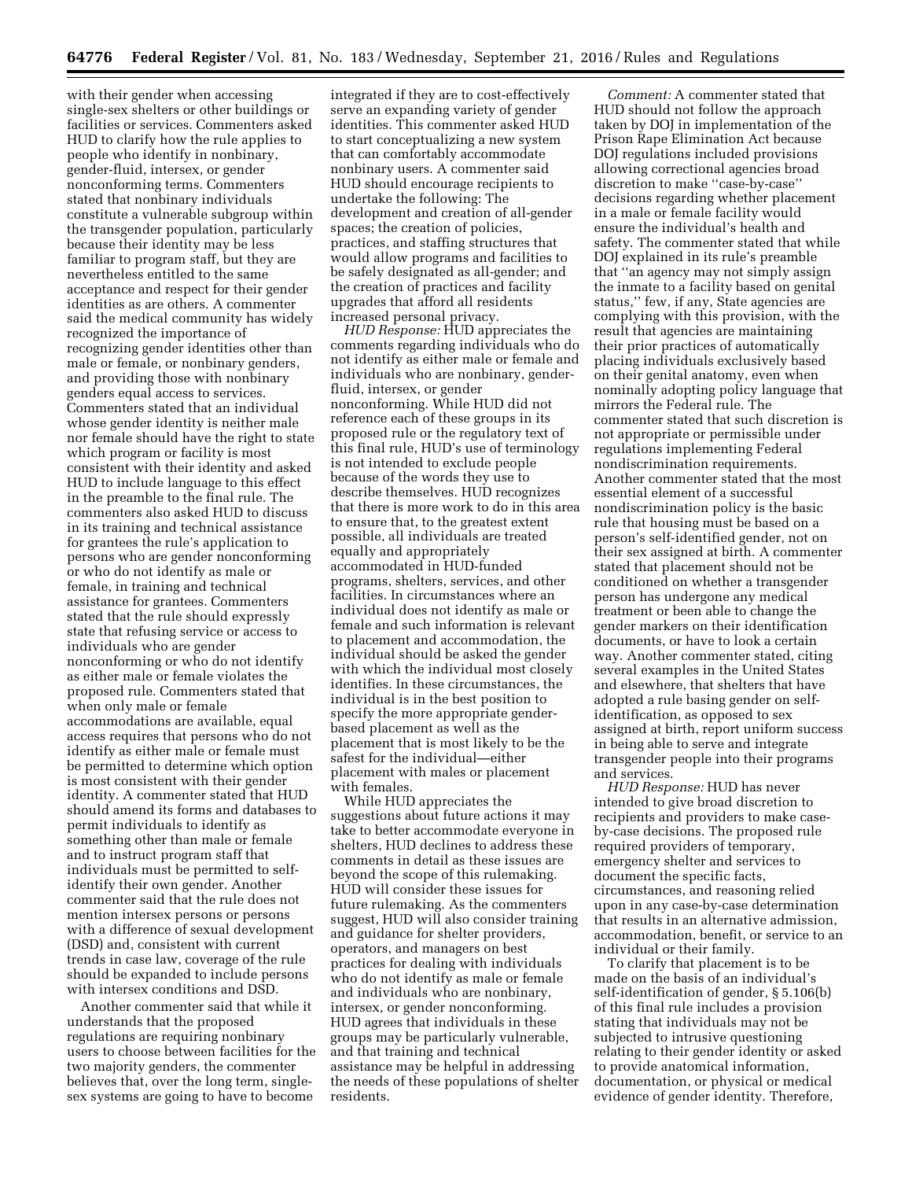with their gender when accessing single-sex shelters or other buildings or facilities or services. Commenters asked HUD to clarify how the rule applies to people who identify in nonbinary, gender-fluid, intersex, or gender nonconforming terms. Commenters stated that nonbinary individuals constitute a vulnerable subgroup within the transgender population, particularly because their identity may be less familiar to program staff, but they are nevertheless entitled to the same acceptance and respect for their gender identities as are others. A commenter said the medical community has widely recognized the importance of recognizing gender identities other than male or female, or nonbinary genders, and providing those with nonbinary genders equal access to services. Commenters stated that an individual whose gender identity is neither male nor female should have the right to state which program or facility is most consistent with their identity and asked HUD to include language to this effect in the preamble to the final rule. The commenters also asked HUD to discuss in its training and technical assistance for grantees the rule's application to persons who are gender nonconforming or who do not identify as male or female, in training and technical assistance for grantees. Commenters stated that the rule should expressly state that refusing service or access to individuals who are gender nonconforming or who do not identify as either male or female violates the proposed rule. Commenters stated that when only male or female accommodations are available, equal access requires that persons who do not identify as either male or female must be permitted to determine which option is most consistent with their gender identity. A commenter stated that HUD should amend its forms and databases to permit individuals to identify as something other than male or female and to instruct program staff that individuals must be permitted to self-identify their own gender. Another commenter said that the rule does not mention intersex persons or persons with a difference of sexual development (DSD) and, consistent with current trends in case law, coverage of the rule should be expanded to include persons with intersex conditions and DSD.

Another commenter said that while it understands that the proposed regulations are requiring nonbinary users to choose between facilities for the two majority genders, the commenter believes that, over the long term, single-sex systems are going to have to become integrated if they are to cost-effectively serve an expanding variety of gender identities. This commenter asked HUD to start conceptualizing a new system that can comfortably accommodate nonbinary users. A commenter said HUD should encourage recipients to undertake the following: The development and creation of all-gender spaces; the creation of policies, practices, and staffing structures that would allow programs and facilities to be safely designated as all-gender; and the creation of practices and facility upgrades that afford all residents increased personal privacy.

*HUD Response:* HUD appreciates the comments regarding individuals who do not identify as either male or female and individuals who are nonbinary, gender-fluid, intersex, or gender nonconforming. While HUD did not reference each of these groups in its proposed rule or the regulatory text of this final rule, HUD's use of terminology is not intended to exclude people because of the words they use to describe themselves. HUD recognizes that there is more work to do in this area to ensure that, to the greatest extent possible, all individuals are treated equally and appropriately accommodated in HUD-funded programs, shelters, services, and other facilities. In circumstances where an individual does not identify as male or female and such information is relevant to placement and accommodation, the individual should be asked the gender with which the individual most closely identifies. In these circumstances, the individual is in the best position to specify the more appropriate gender-based placement as well as the placement that is most likely to be the safest for the individual—either placement with males or placement with females.

While HUD appreciates the suggestions about future actions it may take to better accommodate everyone in shelters, HUD declines to address these comments in detail as these issues are beyond the scope of this rulemaking. HUD will consider these issues for future rulemaking. As the commenters suggest, HUD will also consider training and guidance for shelter providers, operators, and managers on best practices for dealing with individuals who do not identify as male or female and individuals who are nonbinary, intersex, or gender nonconforming. HUD agrees that individuals in these groups may be particularly vulnerable, and that training and technical assistance may be helpful in addressing the needs of these populations of shelter residents.

*Comment:* A commenter stated that HUD should not follow the approach taken by DOJ in implementation of the Prison Rape Elimination Act because DOJ regulations included provisions allowing correctional agencies broad discretion to make "case-by-case" decisions regarding whether placement in a male or female facility would ensure the individual's health and safety. The commenter stated that while DOJ explained in its rule's preamble that "an agency may not simply assign the inmate to a facility based on genital status," few, if any, State agencies are complying with this provision, with the result that agencies are maintaining their prior practices of automatically placing individuals exclusively based on their genital anatomy, even when nominally adopting policy language that mirrors the Federal rule. The commenter stated that such discretion is not appropriate or permissible under regulations implementing Federal nondiscrimination requirements. Another commenter stated that the most essential element of a successful nondiscrimination policy is the basic rule that housing must be based on a person's self-identified gender, not on their sex assigned at birth. A commenter stated that placement should not be conditioned on whether a transgender person has undergone any medical treatment or been able to change the gender markers on their identification documents, or have to look a certain way. Another commenter stated, citing several examples in the United States and elsewhere, that shelters that have adopted a rule basing gender on self-identification, as opposed to sex assigned at birth, report uniform success in being able to serve and integrate transgender people into their programs and services.

*HUD Response:* HUD has never intended to give broad discretion to recipients and providers to make case-by-case decisions. The proposed rule required providers of temporary, emergency shelter and services to document the specific facts, circumstances, and reasoning relied upon in any case-by-case determination that results in an alternative admission, accommodation, benefit, or service to an individual or their family.

To clarify that placement is to be made on the basis of an individual's self-identification of gender, § 5.106(b) of this final rule includes a provision stating that individuals may not be subjected to intrusive questioning relating to their gender identity or asked to provide anatomical information, documentation, or physical or medical evidence of gender identity. Therefore,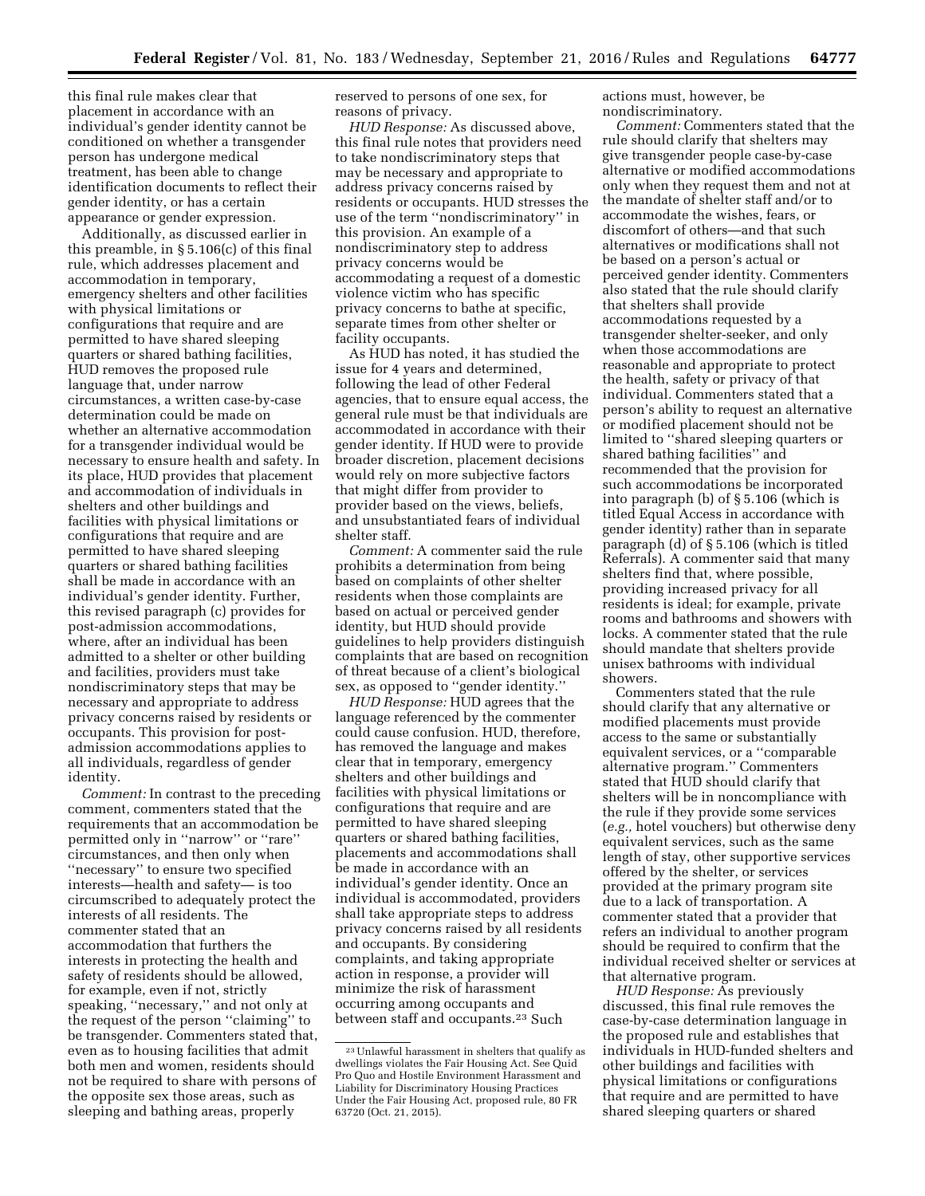this final rule makes clear that placement in accordance with an individual's gender identity cannot be conditioned on whether a transgender person has undergone medical treatment, has been able to change identification documents to reflect their gender identity, or has a certain appearance or gender expression.

Additionally, as discussed earlier in this preamble, in § 5.106(c) of this final rule, which addresses placement and accommodation in temporary, emergency shelters and other facilities with physical limitations or configurations that require and are permitted to have shared sleeping quarters or shared bathing facilities, HUD removes the proposed rule language that, under narrow circumstances, a written case-by-case determination could be made on whether an alternative accommodation for a transgender individual would be necessary to ensure health and safety. In its place, HUD provides that placement and accommodation of individuals in shelters and other buildings and facilities with physical limitations or configurations that require and are permitted to have shared sleeping quarters or shared bathing facilities shall be made in accordance with an individual's gender identity. Further, this revised paragraph (c) provides for post-admission accommodations, where, after an individual has been admitted to a shelter or other building and facilities, providers must take nondiscriminatory steps that may be necessary and appropriate to address privacy concerns raised by residents or occupants. This provision for post-admission accommodations applies to all individuals, regardless of gender identity.

*Comment:* In contrast to the preceding comment, commenters stated that the requirements that an accommodation be permitted only in ''narrow'' or ''rare'' circumstances, and then only when ''necessary'' to ensure two specified interests—health and safety— is too circumscribed to adequately protect the interests of all residents. The commenter stated that an accommodation that furthers the interests in protecting the health and safety of residents should be allowed, for example, even if not, strictly speaking, ''necessary,'' and not only at the request of the person ''claiming'' to be transgender. Commenters stated that, even as to housing facilities that admit both men and women, residents should not be required to share with persons of the opposite sex those areas, such as sleeping and bathing areas, properly reserved to persons of one sex, for reasons of privacy.

*HUD Response:* As discussed above, this final rule notes that providers need to take nondiscriminatory steps that may be necessary and appropriate to address privacy concerns raised by residents or occupants. HUD stresses the use of the term ''nondiscriminatory'' in this provision. An example of a nondiscriminatory step to address privacy concerns would be accommodating a request of a domestic violence victim who has specific privacy concerns to bathe at specific, separate times from other shelter or facility occupants.

As HUD has noted, it has studied the issue for 4 years and determined, following the lead of other Federal agencies, that to ensure equal access, the general rule must be that individuals are accommodated in accordance with their gender identity. If HUD were to provide broader discretion, placement decisions would rely on more subjective factors that might differ from provider to provider based on the views, beliefs, and unsubstantiated fears of individual shelter staff.

*Comment:* A commenter said the rule prohibits a determination from being based on complaints of other shelter residents when those complaints are based on actual or perceived gender identity, but HUD should provide guidelines to help providers distinguish complaints that are based on recognition of threat because of a client's biological sex, as opposed to ''gender identity.''

*HUD Response:* HUD agrees that the language referenced by the commenter could cause confusion. HUD, therefore, has removed the language and makes clear that in temporary, emergency shelters and other buildings and facilities with physical limitations or configurations that require and are permitted to have shared sleeping quarters or shared bathing facilities, placements and accommodations shall be made in accordance with an individual's gender identity. Once an individual is accommodated, providers shall take appropriate steps to address privacy concerns raised by all residents and occupants. By considering complaints, and taking appropriate action in response, a provider will minimize the risk of harassment occurring among occupants and between staff and occupants.[23] Such actions must, however, be nondiscriminatory.

*Comment:* Commenters stated that the rule should clarify that shelters may give transgender people case-by-case alternative or modified accommodations only when they request them and not at the mandate of shelter staff and/or to accommodate the wishes, fears, or discomfort of others—and that such alternatives or modifications shall not be based on a person's actual or perceived gender identity. Commenters also stated that the rule should clarify that shelters shall provide accommodations requested by a transgender shelter-seeker, and only when those accommodations are reasonable and appropriate to protect the health, safety or privacy of that individual. Commenters stated that a person's ability to request an alternative or modified placement should not be limited to ''shared sleeping quarters or shared bathing facilities'' and recommended that the provision for such accommodations be incorporated into paragraph (b) of § 5.106 (which is titled Equal Access in accordance with gender identity) rather than in separate paragraph (d) of § 5.106 (which is titled Referrals). A commenter stated that many shelters find that, where possible, providing increased privacy for all residents is ideal; for example, private rooms and bathrooms and showers with locks. A commenter stated that the rule should mandate that shelters provide unisex bathrooms with individual showers.

Commenters stated that the rule should clarify that any alternative or modified placements must provide access to the same or substantially equivalent services, or a ''comparable alternative program.'' Commenters stated that HUD should clarify that shelters will be in noncompliance with the rule if they provide some services (*e.g.,* hotel vouchers) but otherwise deny equivalent services, such as the same length of stay, other supportive services offered by the shelter, or services provided at the primary program site due to a lack of transportation. A commenter stated that a provider that refers an individual to another program should be required to confirm that the individual received shelter or services at that alternative program.

*HUD Response:* As previously discussed, this final rule removes the case-by-case determination language in the proposed rule and establishes that individuals in HUD-funded shelters and other buildings and facilities with physical limitations or configurations that require and are permitted to have shared sleeping quarters or shared

[23] Unlawful harassment in shelters that qualify as dwellings violates the Fair Housing Act. See Quid Pro Quo and Hostile Environment Harassment and Liability for Discriminatory Housing Practices Under the Fair Housing Act, proposed rule, 80 FR 63720 (Oct. 21, 2015).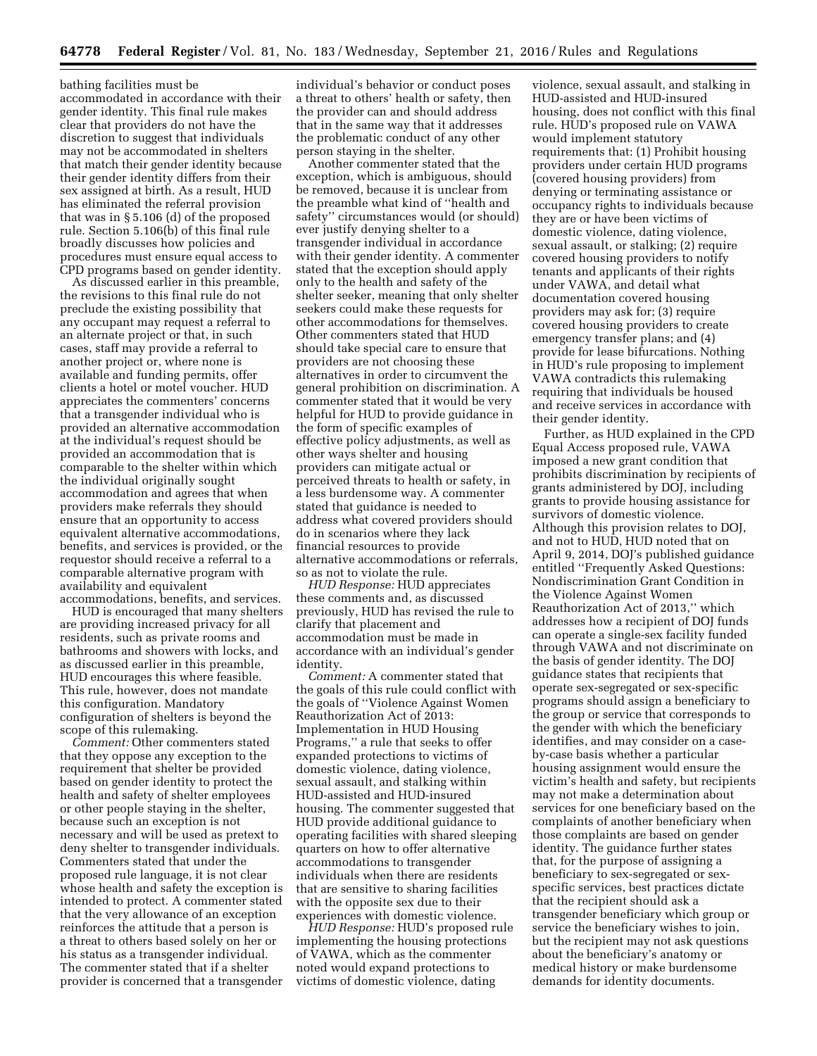bathing facilities must be accommodated in accordance with their gender identity. This final rule makes clear that providers do not have the discretion to suggest that individuals may not be accommodated in shelters that match their gender identity because their gender identity differs from their sex assigned at birth. As a result, HUD has eliminated the referral provision that was in § 5.106 (d) of the proposed rule. Section 5.106(b) of this final rule broadly discusses how policies and procedures must ensure equal access to CPD programs based on gender identity.

As discussed earlier in this preamble, the revisions to this final rule do not preclude the existing possibility that any occupant may request a referral to an alternate project or that, in such cases, staff may provide a referral to another project or, where none is available and funding permits, offer clients a hotel or motel voucher. HUD appreciates the commenters' concerns that a transgender individual who is provided an alternative accommodation at the individual's request should be provided an accommodation that is comparable to the shelter within which the individual originally sought accommodation and agrees that when providers make referrals they should ensure that an opportunity to access equivalent alternative accommodations, benefits, and services is provided, or the requestor should receive a referral to a comparable alternative program with availability and equivalent accommodations, benefits, and services.

HUD is encouraged that many shelters are providing increased privacy for all residents, such as private rooms and bathrooms and showers with locks, and as discussed earlier in this preamble, HUD encourages this where feasible. This rule, however, does not mandate this configuration. Mandatory configuration of shelters is beyond the scope of this rulemaking.

*Comment:* Other commenters stated that they oppose any exception to the requirement that shelter be provided based on gender identity to protect the health and safety of shelter employees or other people staying in the shelter, because such an exception is not necessary and will be used as pretext to deny shelter to transgender individuals. Commenters stated that under the proposed rule language, it is not clear whose health and safety the exception is intended to protect. A commenter stated that the very allowance of an exception reinforces the attitude that a person is a threat to others based solely on her or his status as a transgender individual. The commenter stated that if a shelter provider is concerned that a transgender individual's behavior or conduct poses a threat to others' health or safety, then the provider can and should address that in the same way that it addresses the problematic conduct of any other person staying in the shelter.

Another commenter stated that the exception, which is ambiguous, should be removed, because it is unclear from the preamble what kind of "health and safety" circumstances would (or should) ever justify denying shelter to a transgender individual in accordance with their gender identity. A commenter stated that the exception should apply only to the health and safety of the shelter seeker, meaning that only shelter seekers could make these requests for other accommodations for themselves. Other commenters stated that HUD should take special care to ensure that providers are not choosing these alternatives in order to circumvent the general prohibition on discrimination. A commenter stated that it would be very helpful for HUD to provide guidance in the form of specific examples of effective policy adjustments, as well as other ways shelter and housing providers can mitigate actual or perceived threats to health or safety, in a less burdensome way. A commenter stated that guidance is needed to address what covered providers should do in scenarios where they lack financial resources to provide alternative accommodations or referrals, so as not to violate the rule.

*HUD Response:* HUD appreciates these comments and, as discussed previously, HUD has revised the rule to clarify that placement and accommodation must be made in accordance with an individual's gender identity.

*Comment:* A commenter stated that the goals of this rule could conflict with the goals of "Violence Against Women Reauthorization Act of 2013: Implementation in HUD Housing Programs," a rule that seeks to offer expanded protections to victims of domestic violence, dating violence, sexual assault, and stalking within HUD-assisted and HUD-insured housing. The commenter suggested that HUD provide additional guidance to operating facilities with shared sleeping quarters on how to offer alternative accommodations to transgender individuals when there are residents that are sensitive to sharing facilities with the opposite sex due to their experiences with domestic violence.

*HUD Response:* HUD's proposed rule implementing the housing protections of VAWA, which as the commenter noted would expand protections to victims of domestic violence, dating violence, sexual assault, and stalking in HUD-assisted and HUD-insured housing, does not conflict with this final rule. HUD's proposed rule on VAWA would implement statutory requirements that: (1) Prohibit housing providers under certain HUD programs (covered housing providers) from denying or terminating assistance or occupancy rights to individuals because they are or have been victims of domestic violence, dating violence, sexual assault, or stalking; (2) require covered housing providers to notify tenants and applicants of their rights under VAWA, and detail what documentation covered housing providers may ask for; (3) require covered housing providers to create emergency transfer plans; and (4) provide for lease bifurcations. Nothing in HUD's rule proposing to implement VAWA contradicts this rulemaking requiring that individuals be housed and receive services in accordance with their gender identity.

Further, as HUD explained in the CPD Equal Access proposed rule, VAWA imposed a new grant condition that prohibits discrimination by recipients of grants administered by DOJ, including grants to provide housing assistance for survivors of domestic violence. Although this provision relates to DOJ, and not to HUD, HUD noted that on April 9, 2014, DOJ's published guidance entitled "Frequently Asked Questions: Nondiscrimination Grant Condition in the Violence Against Women Reauthorization Act of 2013," which addresses how a recipient of DOJ funds can operate a single-sex facility funded through VAWA and not discriminate on the basis of gender identity. The DOJ guidance states that recipients that operate sex-segregated or sex-specific programs should assign a beneficiary to the group or service that corresponds to the gender with which the beneficiary identifies, and may consider on a case-by-case basis whether a particular housing assignment would ensure the victim's health and safety, but recipients may not make a determination about services for one beneficiary based on the complaints of another beneficiary when those complaints are based on gender identity. The guidance further states that, for the purpose of assigning a beneficiary to sex-segregated or sex-specific services, best practices dictate that the recipient should ask a transgender beneficiary which group or service the beneficiary wishes to join, but the recipient may not ask questions about the beneficiary's anatomy or medical history or make burdensome demands for identity documents.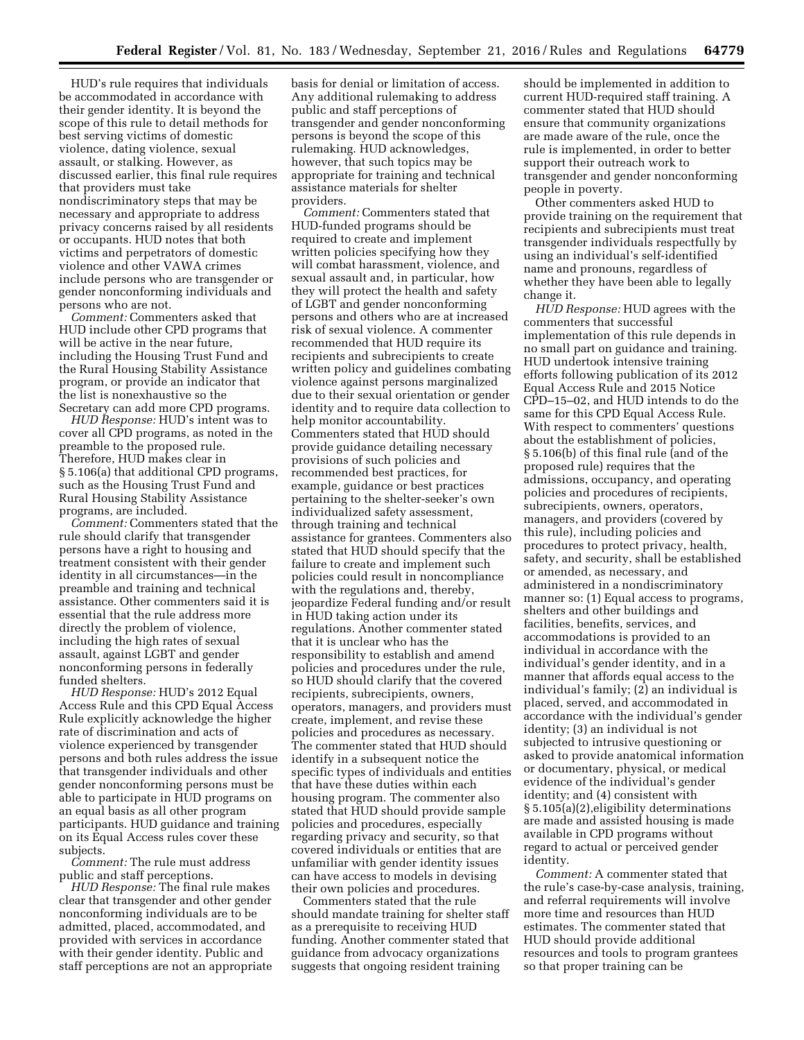HUD's rule requires that individuals be accommodated in accordance with their gender identity. It is beyond the scope of this rule to detail methods for best serving victims of domestic violence, dating violence, sexual assault, or stalking. However, as discussed earlier, this final rule requires that providers must take nondiscriminatory steps that may be necessary and appropriate to address privacy concerns raised by all residents or occupants. HUD notes that both victims and perpetrators of domestic violence and other VAWA crimes include persons who are transgender or gender nonconforming individuals and persons who are not.

*Comment:* Commenters asked that HUD include other CPD programs that will be active in the near future, including the Housing Trust Fund and the Rural Housing Stability Assistance program, or provide an indicator that the list is nonexhaustive so the Secretary can add more CPD programs.

*HUD Response:* HUD's intent was to cover all CPD programs, as noted in the preamble to the proposed rule. Therefore, HUD makes clear in § 5.106(a) that additional CPD programs, such as the Housing Trust Fund and Rural Housing Stability Assistance programs, are included.

*Comment:* Commenters stated that the rule should clarify that transgender persons have a right to housing and treatment consistent with their gender identity in all circumstances—in the preamble and training and technical assistance. Other commenters said it is essential that the rule address more directly the problem of violence, including the high rates of sexual assault, against LGBT and gender nonconforming persons in federally funded shelters.

*HUD Response:* HUD's 2012 Equal Access Rule and this CPD Equal Access Rule explicitly acknowledge the higher rate of discrimination and acts of violence experienced by transgender persons and both rules address the issue that transgender individuals and other gender nonconforming persons must be able to participate in HUD programs on an equal basis as all other program participants. HUD guidance and training on its Equal Access rules cover these subjects.

*Comment:* The rule must address public and staff perceptions.

*HUD Response:* The final rule makes clear that transgender and other gender nonconforming individuals are to be admitted, placed, accommodated, and provided with services in accordance with their gender identity. Public and staff perceptions are not an appropriate basis for denial or limitation of access. Any additional rulemaking to address public and staff perceptions of transgender and gender nonconforming persons is beyond the scope of this rulemaking. HUD acknowledges, however, that such topics may be appropriate for training and technical assistance materials for shelter providers.

*Comment:* Commenters stated that HUD-funded programs should be required to create and implement written policies specifying how they will combat harassment, violence, and sexual assault and, in particular, how they will protect the health and safety of LGBT and gender nonconforming persons and others who are at increased risk of sexual violence. A commenter recommended that HUD require its recipients and subrecipients to create written policy and guidelines combating violence against persons marginalized due to their sexual orientation or gender identity and to require data collection to help monitor accountability. Commenters stated that HUD should provide guidance detailing necessary provisions of such policies and recommended best practices, for example, guidance or best practices pertaining to the shelter-seeker's own individualized safety assessment, through training and technical assistance for grantees. Commenters also stated that HUD should specify that the failure to create and implement such policies could result in noncompliance with the regulations and, thereby, jeopardize Federal funding and/or result in HUD taking action under its regulations. Another commenter stated that it is unclear who has the responsibility to establish and amend policies and procedures under the rule, so HUD should clarify that the covered recipients, subrecipients, owners, operators, managers, and providers must create, implement, and revise these policies and procedures as necessary. The commenter stated that HUD should identify in a subsequent notice the specific types of individuals and entities that have these duties within each housing program. The commenter also stated that HUD should provide sample policies and procedures, especially regarding privacy and security, so that covered individuals or entities that are unfamiliar with gender identity issues can have access to models in devising their own policies and procedures.

Commenters stated that the rule should mandate training for shelter staff as a prerequisite to receiving HUD funding. Another commenter stated that guidance from advocacy organizations suggests that ongoing resident training should be implemented in addition to current HUD-required staff training. A commenter stated that HUD should ensure that community organizations are made aware of the rule, once the rule is implemented, in order to better support their outreach work to transgender and gender nonconforming people in poverty.

Other commenters asked HUD to provide training on the requirement that recipients and subrecipients must treat transgender individuals respectfully by using an individual's self-identified name and pronouns, regardless of whether they have been able to legally change it.

*HUD Response:* HUD agrees with the commenters that successful implementation of this rule depends in no small part on guidance and training. HUD undertook intensive training efforts following publication of its 2012 Equal Access Rule and 2015 Notice CPD–15–02, and HUD intends to do the same for this CPD Equal Access Rule. With respect to commenters' questions about the establishment of policies, § 5.106(b) of this final rule (and of the proposed rule) requires that the admissions, occupancy, and operating policies and procedures of recipients, subrecipients, owners, operators, managers, and providers (covered by this rule), including policies and procedures to protect privacy, health, safety, and security, shall be established or amended, as necessary, and administered in a nondiscriminatory manner so: (1) Equal access to programs, shelters and other buildings and facilities, benefits, services, and accommodations is provided to an individual in accordance with the individual's gender identity, and in a manner that affords equal access to the individual's family; (2) an individual is placed, served, and accommodated in accordance with the individual's gender identity; (3) an individual is not subjected to intrusive questioning or asked to provide anatomical information or documentary, physical, or medical evidence of the individual's gender identity; and (4) consistent with § 5.105(a)(2),eligibility determinations are made and assisted housing is made available in CPD programs without regard to actual or perceived gender identity.

*Comment:* A commenter stated that the rule's case-by-case analysis, training, and referral requirements will involve more time and resources than HUD estimates. The commenter stated that HUD should provide additional resources and tools to program grantees so that proper training can be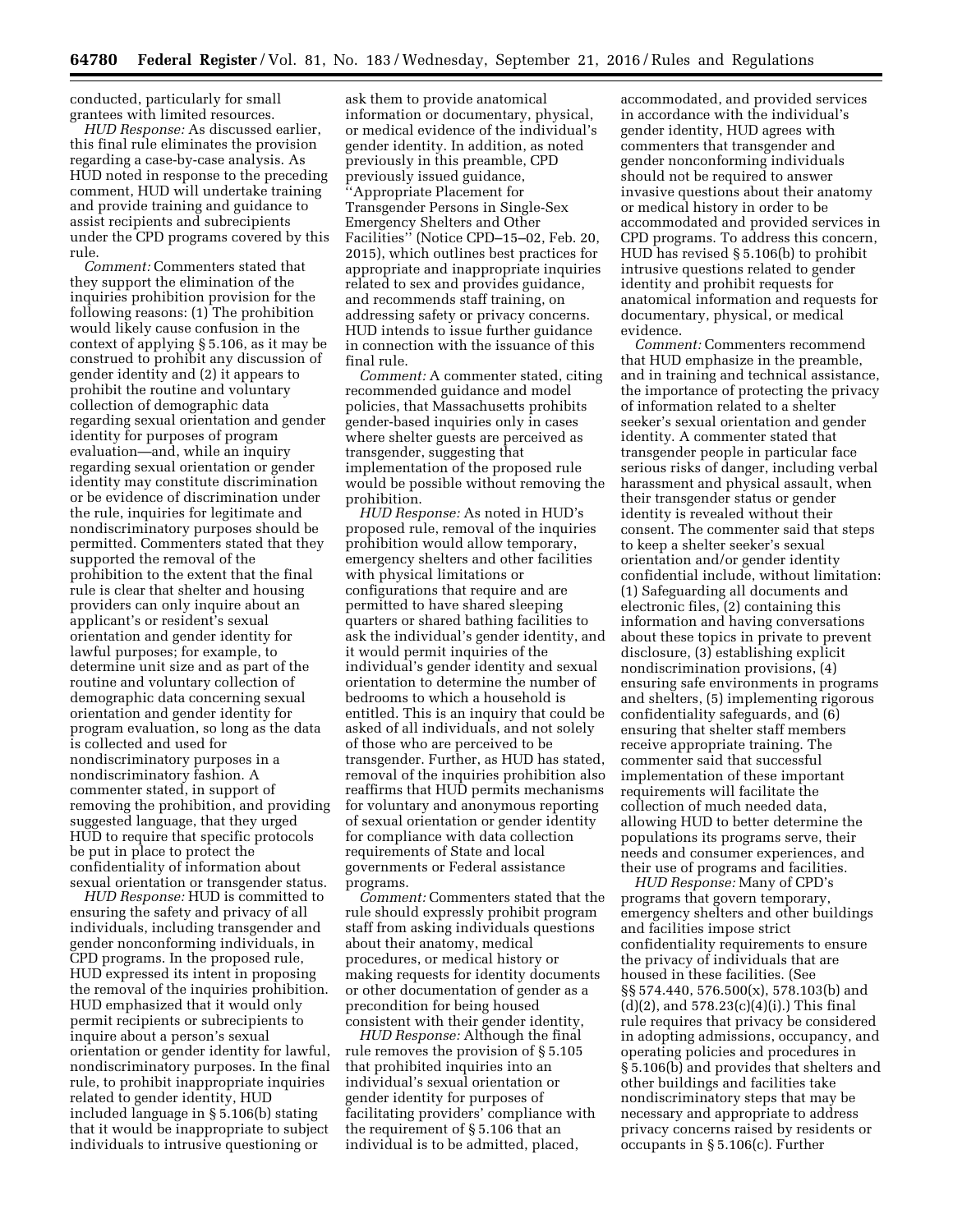conducted, particularly for small grantees with limited resources.

*HUD Response:* As discussed earlier, this final rule eliminates the provision regarding a case-by-case analysis. As HUD noted in response to the preceding comment, HUD will undertake training and provide training and guidance to assist recipients and subrecipients under the CPD programs covered by this rule.

*Comment:* Commenters stated that they support the elimination of the inquiries prohibition provision for the following reasons: (1) The prohibition would likely cause confusion in the context of applying § 5.106, as it may be construed to prohibit any discussion of gender identity and (2) it appears to prohibit the routine and voluntary collection of demographic data regarding sexual orientation and gender identity for purposes of program evaluation—and, while an inquiry regarding sexual orientation or gender identity may constitute discrimination or be evidence of discrimination under the rule, inquiries for legitimate and nondiscriminatory purposes should be permitted. Commenters stated that they supported the removal of the prohibition to the extent that the final rule is clear that shelter and housing providers can only inquire about an applicant's or resident's sexual orientation and gender identity for lawful purposes; for example, to determine unit size and as part of the routine and voluntary collection of demographic data concerning sexual orientation and gender identity for program evaluation, so long as the data is collected and used for nondiscriminatory purposes in a nondiscriminatory fashion. A commenter stated, in support of removing the prohibition, and providing suggested language, that they urged HUD to require that specific protocols be put in place to protect the confidentiality of information about sexual orientation or transgender status.

*HUD Response:* HUD is committed to ensuring the safety and privacy of all individuals, including transgender and gender nonconforming individuals, in CPD programs. In the proposed rule, HUD expressed its intent in proposing the removal of the inquiries prohibition. HUD emphasized that it would only permit recipients or subrecipients to inquire about a person's sexual orientation or gender identity for lawful, nondiscriminatory purposes. In the final rule, to prohibit inappropriate inquiries related to gender identity, HUD included language in § 5.106(b) stating that it would be inappropriate to subject individuals to intrusive questioning or ask them to provide anatomical information or documentary, physical, or medical evidence of the individual's gender identity. In addition, as noted previously in this preamble, CPD previously issued guidance, "Appropriate Placement for Transgender Persons in Single-Sex Emergency Shelters and Other Facilities" (Notice CPD–15–02, Feb. 20, 2015), which outlines best practices for appropriate and inappropriate inquiries related to sex and provides guidance, and recommends staff training, on addressing safety or privacy concerns. HUD intends to issue further guidance in connection with the issuance of this final rule.

*Comment:* A commenter stated, citing recommended guidance and model policies, that Massachusetts prohibits gender-based inquiries only in cases where shelter guests are perceived as transgender, suggesting that implementation of the proposed rule would be possible without removing the prohibition.

*HUD Response:* As noted in HUD's proposed rule, removal of the inquiries prohibition would allow temporary, emergency shelters and other facilities with physical limitations or configurations that require and are permitted to have shared sleeping quarters or shared bathing facilities to ask the individual's gender identity, and it would permit inquiries of the individual's gender identity and sexual orientation to determine the number of bedrooms to which a household is entitled. This is an inquiry that could be asked of all individuals, and not solely of those who are perceived to be transgender. Further, as HUD has stated, removal of the inquiries prohibition also reaffirms that HUD permits mechanisms for voluntary and anonymous reporting of sexual orientation or gender identity for compliance with data collection requirements of State and local governments or Federal assistance programs.

*Comment:* Commenters stated that the rule should expressly prohibit program staff from asking individuals questions about their anatomy, medical procedures, or medical history or making requests for identity documents or other documentation of gender as a precondition for being housed consistent with their gender identity.

*HUD Response:* Although the final rule removes the provision of § 5.105 that prohibited inquiries into an individual's sexual orientation or gender identity for purposes of facilitating providers' compliance with the requirement of § 5.106 that an individual is to be admitted, placed, accommodated, and provided services in accordance with the individual's gender identity, HUD agrees with commenters that transgender and gender nonconforming individuals should not be required to answer invasive questions about their anatomy or medical history in order to be accommodated and provided services in CPD programs. To address this concern, HUD has revised § 5.106(b) to prohibit intrusive questions related to gender identity and prohibit requests for anatomical information and requests for documentary, physical, or medical evidence.

*Comment:* Commenters recommend that HUD emphasize in the preamble, and in training and technical assistance, the importance of protecting the privacy of information related to a shelter seeker's sexual orientation and gender identity. A commenter stated that transgender people in particular face serious risks of danger, including verbal harassment and physical assault, when their transgender status or gender identity is revealed without their consent. The commenter said that steps to keep a shelter seeker's sexual orientation and/or gender identity confidential include, without limitation: (1) Safeguarding all documents and electronic files, (2) containing this information and having conversations about these topics in private to prevent disclosure, (3) establishing explicit nondiscrimination provisions, (4) ensuring safe environments in programs and shelters, (5) implementing rigorous confidentiality safeguards, and (6) ensuring that shelter staff members receive appropriate training. The commenter said that successful implementation of these important requirements will facilitate the collection of much needed data, allowing HUD to better determine the populations its programs serve, their needs and consumer experiences, and their use of programs and facilities.

*HUD Response:* Many of CPD's programs that govern temporary, emergency shelters and other buildings and facilities impose strict confidentiality requirements to ensure the privacy of individuals that are housed in these facilities. (See §§ 574.440, 576.500(x), 578.103(b) and (d)(2), and 578.23(c)(4)(i).) This final rule requires that privacy be considered in adopting admissions, occupancy, and operating policies and procedures in § 5.106(b) and provides that shelters and other buildings and facilities take nondiscriminatory steps that may be necessary and appropriate to address privacy concerns raised by residents or occupants in § 5.106(c). Further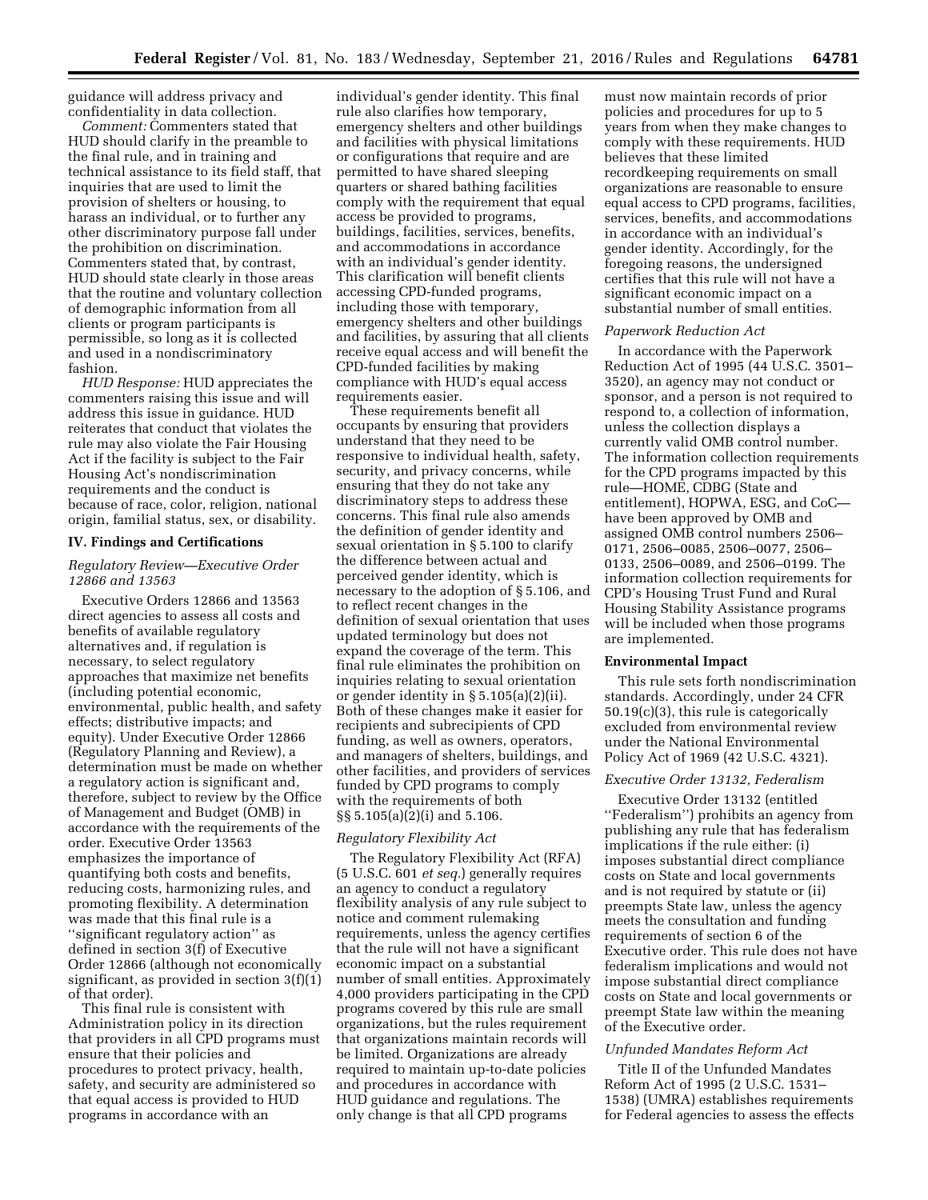guidance will address privacy and confidentiality in data collection.

*Comment:* Commenters stated that HUD should clarify in the preamble to the final rule, and in training and technical assistance to its field staff, that inquiries that are used to limit the provision of shelters or housing, to harass an individual, or to further any other discriminatory purpose fall under the prohibition on discrimination. Commenters stated that, by contrast, HUD should state clearly in those areas that the routine and voluntary collection of demographic information from all clients or program participants is permissible, so long as it is collected and used in a nondiscriminatory fashion.

*HUD Response:* HUD appreciates the commenters raising this issue and will address this issue in guidance. HUD reiterates that conduct that violates the rule may also violate the Fair Housing Act if the facility is subject to the Fair Housing Act's nondiscrimination requirements and the conduct is because of race, color, religion, national origin, familial status, sex, or disability.

## IV. Findings and Certifications

### *Regulatory Review—Executive Order 12866 and 13563*

Executive Orders 12866 and 13563 direct agencies to assess all costs and benefits of available regulatory alternatives and, if regulation is necessary, to select regulatory approaches that maximize net benefits (including potential economic, environmental, public health, and safety effects; distributive impacts; and equity). Under Executive Order 12866 (Regulatory Planning and Review), a determination must be made on whether a regulatory action is significant and, therefore, subject to review by the Office of Management and Budget (OMB) in accordance with the requirements of the order. Executive Order 13563 emphasizes the importance of quantifying both costs and benefits, reducing costs, harmonizing rules, and promoting flexibility. A determination was made that this final rule is a ''significant regulatory action'' as defined in section 3(f) of Executive Order 12866 (although not economically significant, as provided in section 3(f)(1) of that order).

This final rule is consistent with Administration policy in its direction that providers in all CPD programs must ensure that their policies and procedures to protect privacy, health, safety, and security are administered so that equal access is provided to HUD programs in accordance with an individual's gender identity. This final rule also clarifies how temporary, emergency shelters and other buildings and facilities with physical limitations or configurations that require and are permitted to have shared sleeping quarters or shared bathing facilities comply with the requirement that equal access be provided to programs, buildings, facilities, services, benefits, and accommodations in accordance with an individual's gender identity. This clarification will benefit clients accessing CPD-funded programs, including those with temporary, emergency shelters and other buildings and facilities, by assuring that all clients receive equal access and will benefit the CPD-funded facilities by making compliance with HUD's equal access requirements easier.

These requirements benefit all occupants by ensuring that providers understand that they need to be responsive to individual health, safety, security, and privacy concerns, while ensuring that they do not take any discriminatory steps to address these concerns. This final rule also amends the definition of gender identity and sexual orientation in § 5.100 to clarify the difference between actual and perceived gender identity, which is necessary to the adoption of § 5.106, and to reflect recent changes in the definition of sexual orientation that uses updated terminology but does not expand the coverage of the term. This final rule eliminates the prohibition on inquiries relating to sexual orientation or gender identity in § 5.105(a)(2)(ii). Both of these changes make it easier for recipients and subrecipients of CPD funding, as well as owners, operators, and managers of shelters, buildings, and other facilities, and providers of services funded by CPD programs to comply with the requirements of both §§ 5.105(a)(2)(i) and 5.106.

### *Regulatory Flexibility Act*

The Regulatory Flexibility Act (RFA) (5 U.S.C. 601 *et seq.*) generally requires an agency to conduct a regulatory flexibility analysis of any rule subject to notice and comment rulemaking requirements, unless the agency certifies that the rule will not have a significant economic impact on a substantial number of small entities. Approximately 4,000 providers participating in the CPD programs covered by this rule are small organizations, but the rules requirement that organizations maintain records will be limited. Organizations are already required to maintain up-to-date policies and procedures in accordance with HUD guidance and regulations. The only change is that all CPD programs must now maintain records of prior policies and procedures for up to 5 years from when they make changes to comply with these requirements. HUD believes that these limited recordkeeping requirements on small organizations are reasonable to ensure equal access to CPD programs, facilities, services, benefits, and accommodations in accordance with an individual's gender identity. Accordingly, for the foregoing reasons, the undersigned certifies that this rule will not have a significant economic impact on a substantial number of small entities.

### *Paperwork Reduction Act*

In accordance with the Paperwork Reduction Act of 1995 (44 U.S.C. 3501–3520), an agency may not conduct or sponsor, and a person is not required to respond to, a collection of information, unless the collection displays a currently valid OMB control number. The information collection requirements for the CPD programs impacted by this rule—HOME, CDBG (State and entitlement), HOPWA, ESG, and CoC—have been approved by OMB and assigned OMB control numbers 2506–0171, 2506–0085, 2506–0077, 2506–0133, 2506–0089, and 2506–0199. The information collection requirements for CPD's Housing Trust Fund and Rural Housing Stability Assistance programs will be included when those programs are implemented.

### Environmental Impact

This rule sets forth nondiscrimination standards. Accordingly, under 24 CFR 50.19(c)(3), this rule is categorically excluded from environmental review under the National Environmental Policy Act of 1969 (42 U.S.C. 4321).

### *Executive Order 13132, Federalism*

Executive Order 13132 (entitled ''Federalism'') prohibits an agency from publishing any rule that has federalism implications if the rule either: (i) imposes substantial direct compliance costs on State and local governments and is not required by statute or (ii) preempts State law, unless the agency meets the consultation and funding requirements of section 6 of the Executive order. This rule does not have federalism implications and would not impose substantial direct compliance costs on State and local governments or preempt State law within the meaning of the Executive order.

### *Unfunded Mandates Reform Act*

Title II of the Unfunded Mandates Reform Act of 1995 (2 U.S.C. 1531–1538) (UMRA) establishes requirements for Federal agencies to assess the effects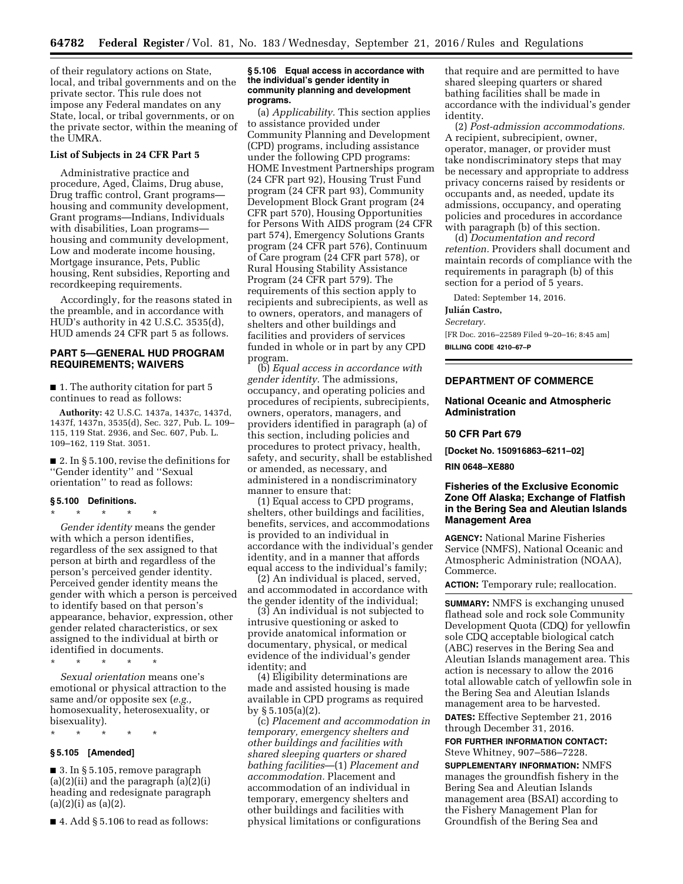of their regulatory actions on State, local, and tribal governments and on the private sector. This rule does not impose any Federal mandates on any State, local, or tribal governments, or on the private sector, within the meaning of the UMRA.

### List of Subjects in 24 CFR Part 5

Administrative practice and procedure, Aged, Claims, Drug abuse, Drug traffic control, Grant programs—housing and community development, Grant programs—Indians, Individuals with disabilities, Loan programs—housing and community development, Low and moderate income housing, Mortgage insurance, Pets, Public housing, Rent subsidies, Reporting and recordkeeping requirements.

Accordingly, for the reasons stated in the preamble, and in accordance with HUD's authority in 42 U.S.C. 3535(d), HUD amends 24 CFR part 5 as follows.

## PART 5—GENERAL HUD PROGRAM REQUIREMENTS; WAIVERS

■ 1. The authority citation for part 5 continues to read as follows:

**Authority:** 42 U.S.C. 1437a, 1437c, 1437d, 1437f, 1437n, 3535(d), Sec. 327, Pub. L. 109–115, 119 Stat. 2936, and Sec. 607, Pub. L. 109–162, 119 Stat. 3051.

■ 2. In § 5.100, revise the definitions for ''Gender identity'' and ''Sexual orientation'' to read as follows:

### § 5.100 Definitions.

\* \* \* \* \*

*Gender identity* means the gender with which a person identifies, regardless of the sex assigned to that person at birth and regardless of the person's perceived gender identity. Perceived gender identity means the gender with which a person is perceived to identify based on that person's appearance, behavior, expression, other gender related characteristics, or sex assigned to the individual at birth or identified in documents.

\* \* \* \* \*

*Sexual orientation* means one's emotional or physical attraction to the same and/or opposite sex (*e.g.*, homosexuality, heterosexuality, or bisexuality).

\* \* \* \* \*

### § 5.105 [Amended]

■ 3. In § 5.105, remove paragraph (a)(2)(ii) and the paragraph (a)(2)(i) heading and redesignate paragraph (a)(2)(i) as (a)(2).

■ 4. Add § 5.106 to read as follows:

### § 5.106 Equal access in accordance with the individual's gender identity in community planning and development programs.

(a) *Applicability.* This section applies to assistance provided under Community Planning and Development (CPD) programs, including assistance under the following CPD programs: HOME Investment Partnerships program (24 CFR part 92), Housing Trust Fund program (24 CFR part 93), Community Development Block Grant program (24 CFR part 570), Housing Opportunities for Persons With AIDS program (24 CFR part 574), Emergency Solutions Grants program (24 CFR part 576), Continuum of Care program (24 CFR part 578), or Rural Housing Stability Assistance Program (24 CFR part 579). The requirements of this section apply to recipients and subrecipients, as well as to owners, operators, and managers of shelters and other buildings and facilities and providers of services funded in whole or in part by any CPD program.

(b) *Equal access in accordance with gender identity.* The admissions, occupancy, and operating policies and procedures of recipients, subrecipients, owners, operators, managers, and providers identified in paragraph (a) of this section, including policies and procedures to protect privacy, health, safety, and security, shall be established or amended, as necessary, and administered in a nondiscriminatory manner to ensure that:

(1) Equal access to CPD programs, shelters, other buildings and facilities, benefits, services, and accommodations is provided to an individual in accordance with the individual's gender identity, and in a manner that affords equal access to the individual's family;

(2) An individual is placed, served, and accommodated in accordance with the gender identity of the individual;

(3) An individual is not subjected to intrusive questioning or asked to provide anatomical information or documentary, physical, or medical evidence of the individual's gender identity; and

(4) Eligibility determinations are made and assisted housing is made available in CPD programs as required by § 5.105(a)(2).

(c) *Placement and accommodation in temporary, emergency shelters and other buildings and facilities with shared sleeping quarters or shared bathing facilities*—(1) *Placement and accommodation.* Placement and accommodation of an individual in temporary, emergency shelters and other buildings and facilities with physical limitations or configurations that require and are permitted to have shared sleeping quarters or shared bathing facilities shall be made in accordance with the individual's gender identity.

(2) *Post-admission accommodations.* A recipient, subrecipient, owner, operator, manager, or provider must take nondiscriminatory steps that may be necessary and appropriate to address privacy concerns raised by residents or occupants and, as needed, update its admissions, occupancy, and operating policies and procedures in accordance with paragraph (b) of this section.

(d) *Documentation and record retention.* Providers shall document and maintain records of compliance with the requirements in paragraph (b) of this section for a period of 5 years.

Dated: September 14, 2016.

**Julián Castro,**

*Secretary.*

[FR Doc. 2016–22589 Filed 9–20–16; 8:45 am]

**BILLING CODE 4210–67–P**

---

## DEPARTMENT OF COMMERCE

### National Oceanic and Atmospheric Administration

### 50 CFR Part 679

**[Docket No. 150916863–6211–02]**

**RIN 0648–XE880**

### Fisheries of the Exclusive Economic Zone Off Alaska; Exchange of Flatfish in the Bering Sea and Aleutian Islands Management Area

**AGENCY:** National Marine Fisheries Service (NMFS), National Oceanic and Atmospheric Administration (NOAA), Commerce.

**ACTION:** Temporary rule; reallocation.

**SUMMARY:** NMFS is exchanging unused flathead sole and rock sole Community Development Quota (CDQ) for yellowfin sole CDQ acceptable biological catch (ABC) reserves in the Bering Sea and Aleutian Islands management area. This action is necessary to allow the 2016 total allowable catch of yellowfin sole in the Bering Sea and Aleutian Islands management area to be harvested.

**DATES:** Effective September 21, 2016 through December 31, 2016.

**FOR FURTHER INFORMATION CONTACT:** Steve Whitney, 907–586–7228.

**SUPPLEMENTARY INFORMATION:** NMFS manages the groundfish fishery in the Bering Sea and Aleutian Islands management area (BSAI) according to the Fishery Management Plan for Groundfish of the Bering Sea and